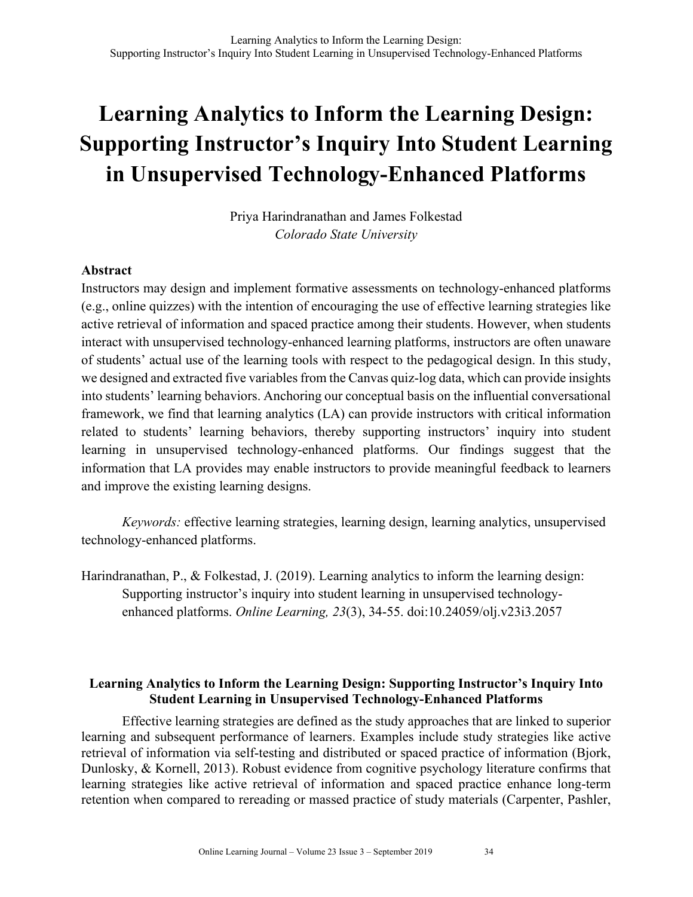# Learning Analytics to Inform the Learning Design: Supporting Instructor's Inquiry Into Student Learning in Unsupervised Technology-Enhanced Platforms

Priya Harindranathan and James Folkestad
*Colorado State University*

## Abstract

Instructors may design and implement formative assessments on technology-enhanced platforms (e.g., online quizzes) with the intention of encouraging the use of effective learning strategies like active retrieval of information and spaced practice among their students. However, when students interact with unsupervised technology-enhanced learning platforms, instructors are often unaware of students' actual use of the learning tools with respect to the pedagogical design. In this study, we designed and extracted five variables from the Canvas quiz-log data, which can provide insights into students' learning behaviors. Anchoring our conceptual basis on the influential conversational framework, we find that learning analytics (LA) can provide instructors with critical information related to students' learning behaviors, thereby supporting instructors' inquiry into student learning in unsupervised technology-enhanced platforms. Our findings suggest that the information that LA provides may enable instructors to provide meaningful feedback to learners and improve the existing learning designs.

*Keywords:* effective learning strategies, learning design, learning analytics, unsupervised technology-enhanced platforms.

Harindranathan, P., & Folkestad, J. (2019). Learning analytics to inform the learning design: Supporting instructor's inquiry into student learning in unsupervised technology-enhanced platforms. *Online Learning, 23*(3), 34-55. doi:10.24059/olj.v23i3.2057

### Learning Analytics to Inform the Learning Design: Supporting Instructor's Inquiry Into Student Learning in Unsupervised Technology-Enhanced Platforms

Effective learning strategies are defined as the study approaches that are linked to superior learning and subsequent performance of learners. Examples include study strategies like active retrieval of information via self-testing and distributed or spaced practice of information (Bjork, Dunlosky, & Kornell, 2013). Robust evidence from cognitive psychology literature confirms that learning strategies like active retrieval of information and spaced practice enhance long-term retention when compared to rereading or massed practice of study materials (Carpenter, Pashler,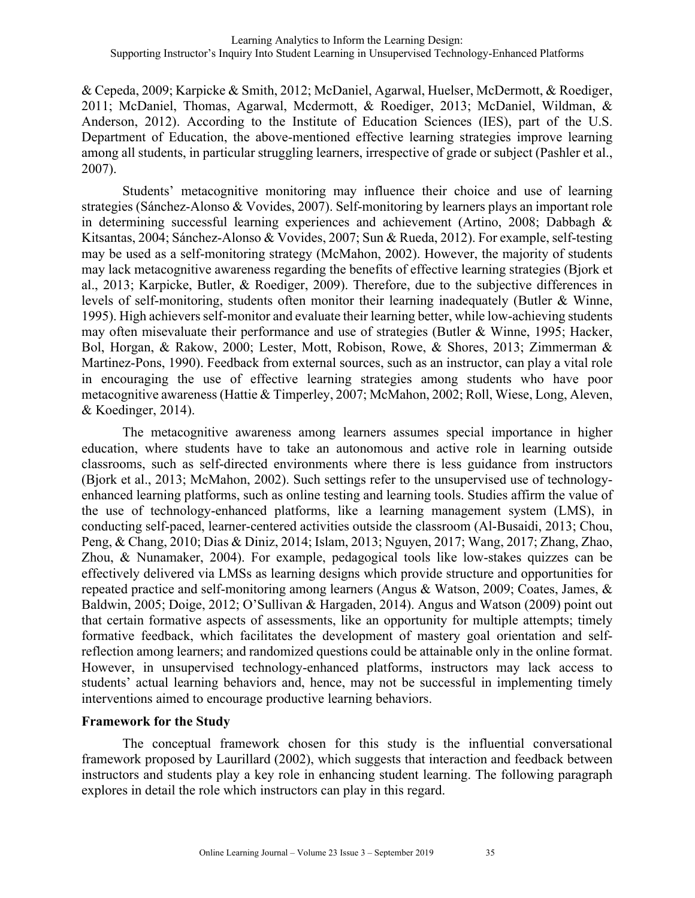& Cepeda, 2009; Karpicke & Smith, 2012; McDaniel, Agarwal, Huelser, McDermott, & Roediger, 2011; McDaniel, Thomas, Agarwal, Mcdermott, & Roediger, 2013; McDaniel, Wildman, & Anderson, 2012). According to the Institute of Education Sciences (IES), part of the U.S. Department of Education, the above-mentioned effective learning strategies improve learning among all students, in particular struggling learners, irrespective of grade or subject (Pashler et al., 2007).

Students' metacognitive monitoring may influence their choice and use of learning strategies (Sánchez-Alonso & Vovides, 2007). Self-monitoring by learners plays an important role in determining successful learning experiences and achievement (Artino, 2008; Dabbagh & Kitsantas, 2004; Sánchez-Alonso & Vovides, 2007; Sun & Rueda, 2012). For example, self-testing may be used as a self-monitoring strategy (McMahon, 2002). However, the majority of students may lack metacognitive awareness regarding the benefits of effective learning strategies (Bjork et al., 2013; Karpicke, Butler, & Roediger, 2009). Therefore, due to the subjective differences in levels of self-monitoring, students often monitor their learning inadequately (Butler & Winne, 1995). High achievers self-monitor and evaluate their learning better, while low-achieving students may often misevaluate their performance and use of strategies (Butler & Winne, 1995; Hacker, Bol, Horgan, & Rakow, 2000; Lester, Mott, Robison, Rowe, & Shores, 2013; Zimmerman & Martinez-Pons, 1990). Feedback from external sources, such as an instructor, can play a vital role in encouraging the use of effective learning strategies among students who have poor metacognitive awareness (Hattie & Timperley, 2007; McMahon, 2002; Roll, Wiese, Long, Aleven, & Koedinger, 2014).

The metacognitive awareness among learners assumes special importance in higher education, where students have to take an autonomous and active role in learning outside classrooms, such as self-directed environments where there is less guidance from instructors (Bjork et al., 2013; McMahon, 2002). Such settings refer to the unsupervised use of technology-enhanced learning platforms, such as online testing and learning tools. Studies affirm the value of the use of technology-enhanced platforms, like a learning management system (LMS), in conducting self-paced, learner-centered activities outside the classroom (Al-Busaidi, 2013; Chou, Peng, & Chang, 2010; Dias & Diniz, 2014; Islam, 2013; Nguyen, 2017; Wang, 2017; Zhang, Zhao, Zhou, & Nunamaker, 2004). For example, pedagogical tools like low-stakes quizzes can be effectively delivered via LMSs as learning designs which provide structure and opportunities for repeated practice and self-monitoring among learners (Angus & Watson, 2009; Coates, James, & Baldwin, 2005; Doige, 2012; O'Sullivan & Hargaden, 2014). Angus and Watson (2009) point out that certain formative aspects of assessments, like an opportunity for multiple attempts; timely formative feedback, which facilitates the development of mastery goal orientation and self-reflection among learners; and randomized questions could be attainable only in the online format. However, in unsupervised technology-enhanced platforms, instructors may lack access to students' actual learning behaviors and, hence, may not be successful in implementing timely interventions aimed to encourage productive learning behaviors.

### Framework for the Study

The conceptual framework chosen for this study is the influential conversational framework proposed by Laurillard (2002), which suggests that interaction and feedback between instructors and students play a key role in enhancing student learning. The following paragraph explores in detail the role which instructors can play in this regard.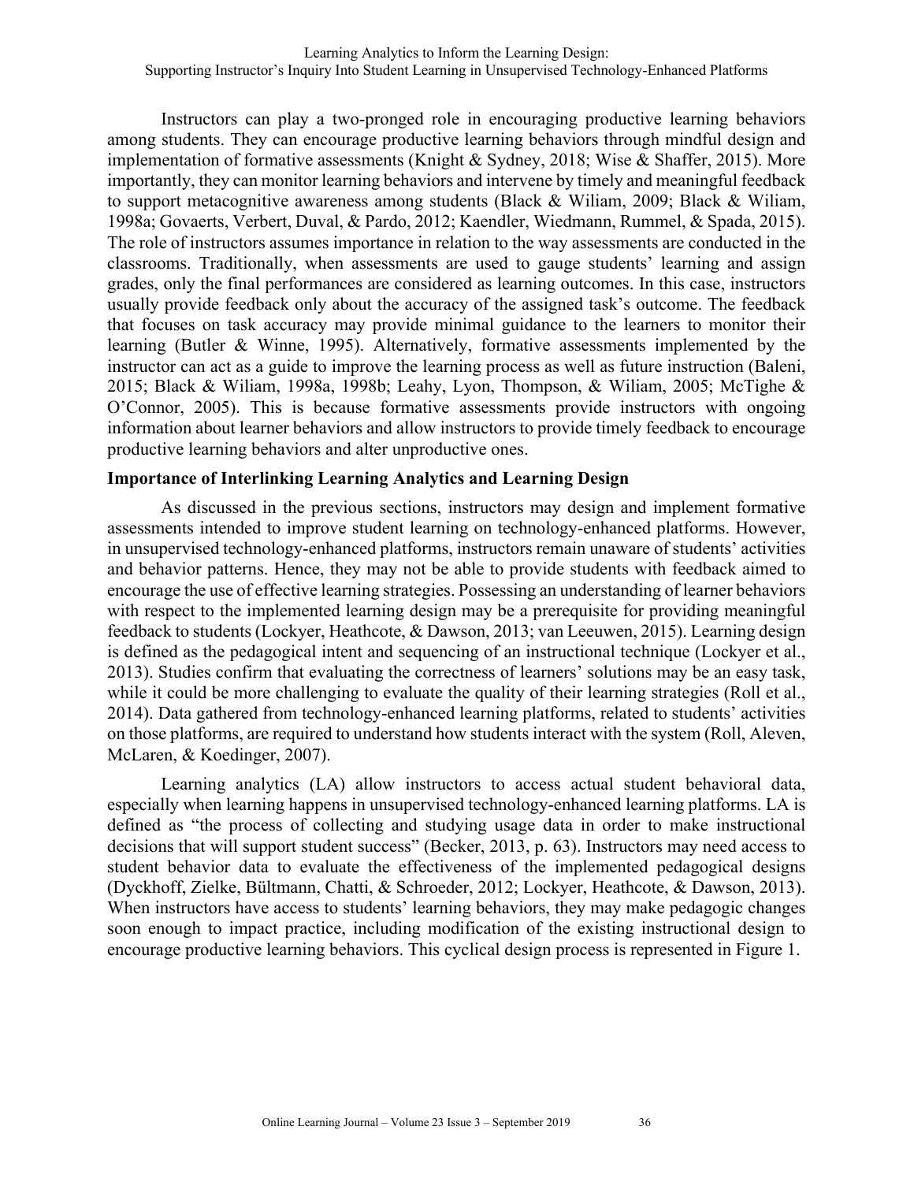Instructors can play a two-pronged role in encouraging productive learning behaviors among students. They can encourage productive learning behaviors through mindful design and implementation of formative assessments (Knight & Sydney, 2018; Wise & Shaffer, 2015). More importantly, they can monitor learning behaviors and intervene by timely and meaningful feedback to support metacognitive awareness among students (Black & Wiliam, 2009; Black & Wiliam, 1998a; Govaerts, Verbert, Duval, & Pardo, 2012; Kaendler, Wiedmann, Rummel, & Spada, 2015). The role of instructors assumes importance in relation to the way assessments are conducted in the classrooms. Traditionally, when assessments are used to gauge students' learning and assign grades, only the final performances are considered as learning outcomes. In this case, instructors usually provide feedback only about the accuracy of the assigned task's outcome. The feedback that focuses on task accuracy may provide minimal guidance to the learners to monitor their learning (Butler & Winne, 1995). Alternatively, formative assessments implemented by the instructor can act as a guide to improve the learning process as well as future instruction (Baleni, 2015; Black & Wiliam, 1998a, 1998b; Leahy, Lyon, Thompson, & Wiliam, 2005; McTighe & O'Connor, 2005). This is because formative assessments provide instructors with ongoing information about learner behaviors and allow instructors to provide timely feedback to encourage productive learning behaviors and alter unproductive ones.

**Importance of Interlinking Learning Analytics and Learning Design**

As discussed in the previous sections, instructors may design and implement formative assessments intended to improve student learning on technology-enhanced platforms. However, in unsupervised technology-enhanced platforms, instructors remain unaware of students' activities and behavior patterns. Hence, they may not be able to provide students with feedback aimed to encourage the use of effective learning strategies. Possessing an understanding of learner behaviors with respect to the implemented learning design may be a prerequisite for providing meaningful feedback to students (Lockyer, Heathcote, & Dawson, 2013; van Leeuwen, 2015). Learning design is defined as the pedagogical intent and sequencing of an instructional technique (Lockyer et al., 2013). Studies confirm that evaluating the correctness of learners' solutions may be an easy task, while it could be more challenging to evaluate the quality of their learning strategies (Roll et al., 2014). Data gathered from technology-enhanced learning platforms, related to students' activities on those platforms, are required to understand how students interact with the system (Roll, Aleven, McLaren, & Koedinger, 2007).

Learning analytics (LA) allow instructors to access actual student behavioral data, especially when learning happens in unsupervised technology-enhanced learning platforms. LA is defined as "the process of collecting and studying usage data in order to make instructional decisions that will support student success" (Becker, 2013, p. 63). Instructors may need access to student behavior data to evaluate the effectiveness of the implemented pedagogical designs (Dyckhoff, Zielke, Bültmann, Chatti, & Schroeder, 2012; Lockyer, Heathcote, & Dawson, 2013). When instructors have access to students' learning behaviors, they may make pedagogic changes soon enough to impact practice, including modification of the existing instructional design to encourage productive learning behaviors. This cyclical design process is represented in Figure 1.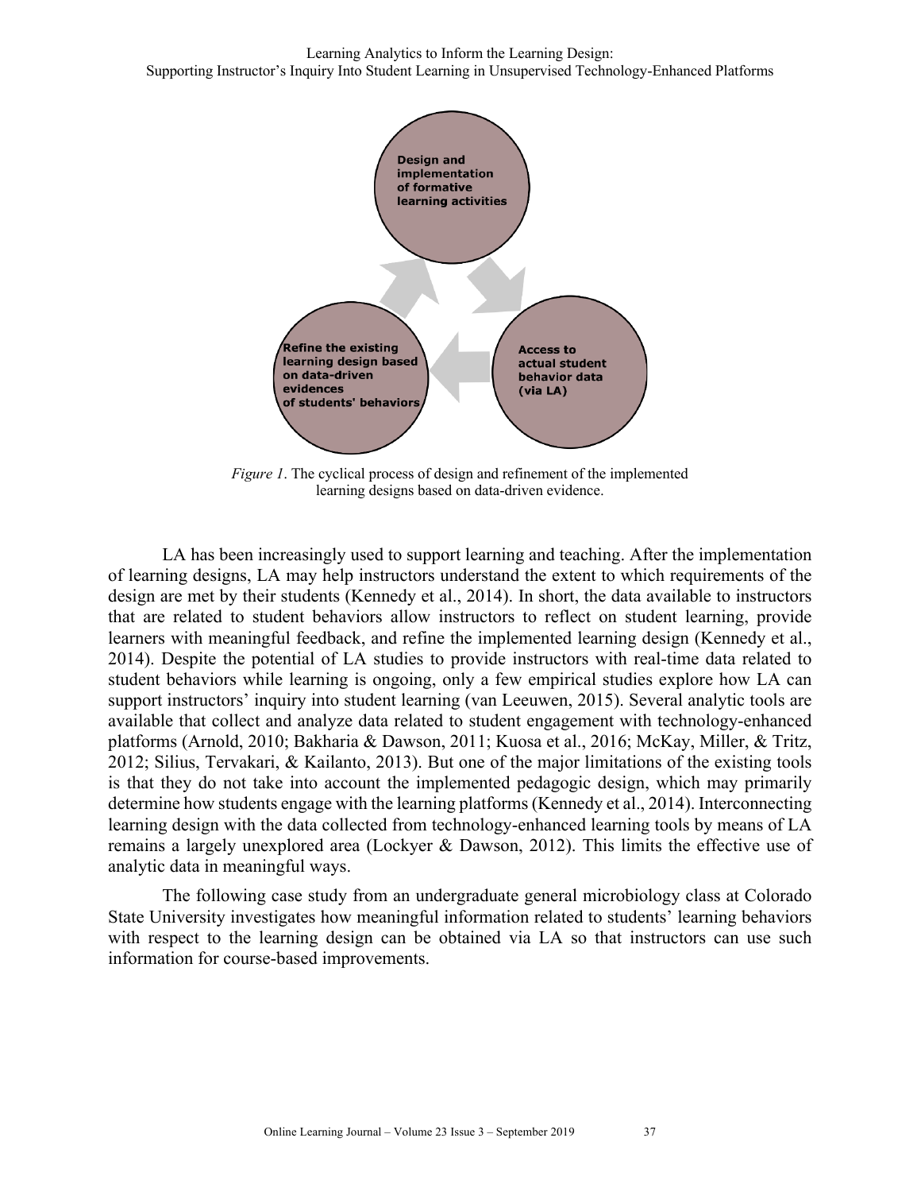*Figure 1*. The cyclical process of design and refinement of the implemented learning designs based on data-driven evidence.

LA has been increasingly used to support learning and teaching. After the implementation of learning designs, LA may help instructors understand the extent to which requirements of the design are met by their students (Kennedy et al., 2014). In short, the data available to instructors that are related to student behaviors allow instructors to reflect on student learning, provide learners with meaningful feedback, and refine the implemented learning design (Kennedy et al., 2014). Despite the potential of LA studies to provide instructors with real-time data related to student behaviors while learning is ongoing, only a few empirical studies explore how LA can support instructors' inquiry into student learning (van Leeuwen, 2015). Several analytic tools are available that collect and analyze data related to student engagement with technology-enhanced platforms (Arnold, 2010; Bakharia & Dawson, 2011; Kuosa et al., 2016; McKay, Miller, & Tritz, 2012; Silius, Tervakari, & Kailanto, 2013). But one of the major limitations of the existing tools is that they do not take into account the implemented pedagogic design, which may primarily determine how students engage with the learning platforms (Kennedy et al., 2014). Interconnecting learning design with the data collected from technology-enhanced learning tools by means of LA remains a largely unexplored area (Lockyer & Dawson, 2012). This limits the effective use of analytic data in meaningful ways.

The following case study from an undergraduate general microbiology class at Colorado State University investigates how meaningful information related to students' learning behaviors with respect to the learning design can be obtained via LA so that instructors can use such information for course-based improvements.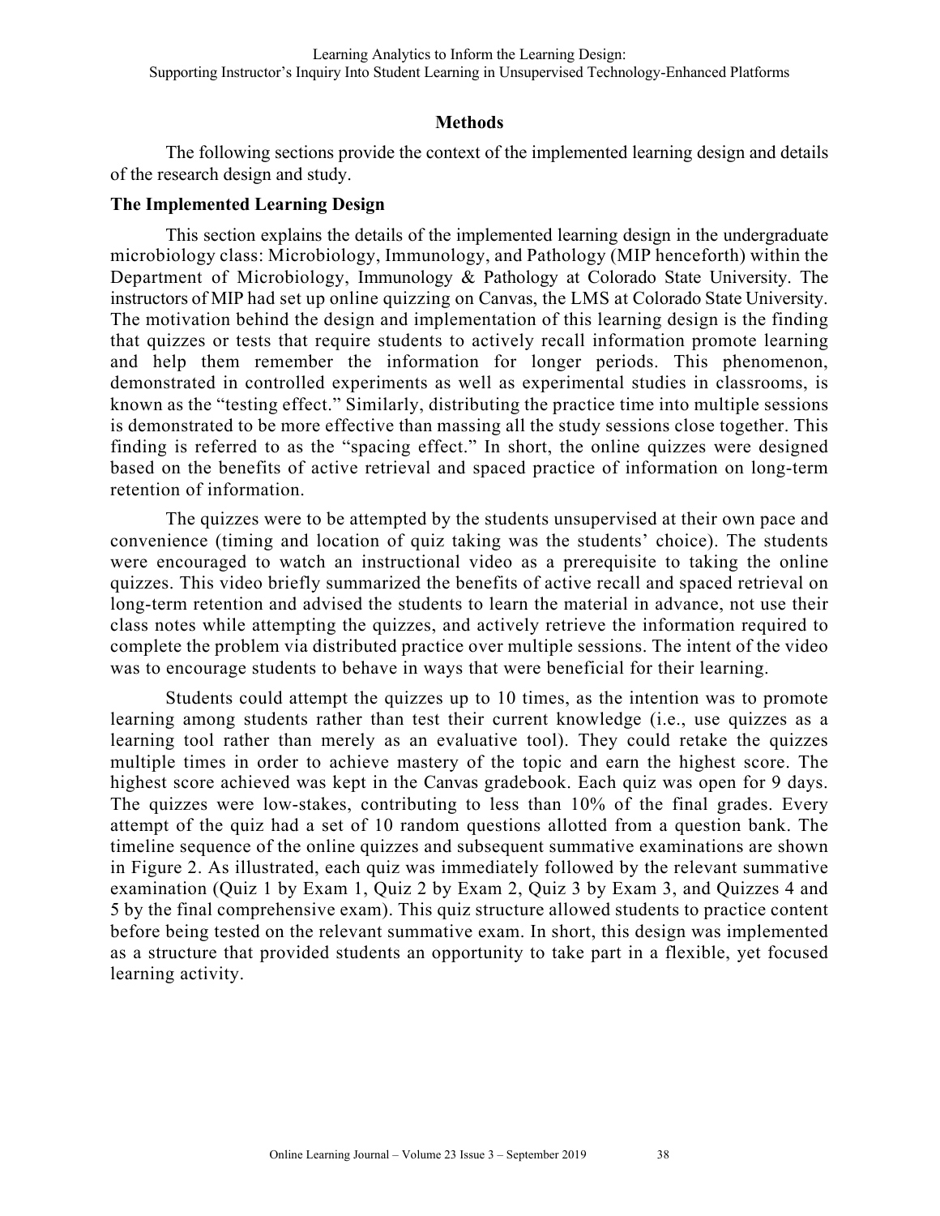## Methods

The following sections provide the context of the implemented learning design and details of the research design and study.

### The Implemented Learning Design

This section explains the details of the implemented learning design in the undergraduate microbiology class: Microbiology, Immunology, and Pathology (MIP henceforth) within the Department of Microbiology, Immunology & Pathology at Colorado State University. The instructors of MIP had set up online quizzing on Canvas, the LMS at Colorado State University. The motivation behind the design and implementation of this learning design is the finding that quizzes or tests that require students to actively recall information promote learning and help them remember the information for longer periods. This phenomenon, demonstrated in controlled experiments as well as experimental studies in classrooms, is known as the "testing effect." Similarly, distributing the practice time into multiple sessions is demonstrated to be more effective than massing all the study sessions close together. This finding is referred to as the "spacing effect." In short, the online quizzes were designed based on the benefits of active retrieval and spaced practice of information on long-term retention of information.

The quizzes were to be attempted by the students unsupervised at their own pace and convenience (timing and location of quiz taking was the students' choice). The students were encouraged to watch an instructional video as a prerequisite to taking the online quizzes. This video briefly summarized the benefits of active recall and spaced retrieval on long-term retention and advised the students to learn the material in advance, not use their class notes while attempting the quizzes, and actively retrieve the information required to complete the problem via distributed practice over multiple sessions. The intent of the video was to encourage students to behave in ways that were beneficial for their learning.

Students could attempt the quizzes up to 10 times, as the intention was to promote learning among students rather than test their current knowledge (i.e., use quizzes as a learning tool rather than merely as an evaluative tool). They could retake the quizzes multiple times in order to achieve mastery of the topic and earn the highest score. The highest score achieved was kept in the Canvas gradebook. Each quiz was open for 9 days. The quizzes were low-stakes, contributing to less than 10% of the final grades. Every attempt of the quiz had a set of 10 random questions allotted from a question bank. The timeline sequence of the online quizzes and subsequent summative examinations are shown in Figure 2. As illustrated, each quiz was immediately followed by the relevant summative examination (Quiz 1 by Exam 1, Quiz 2 by Exam 2, Quiz 3 by Exam 3, and Quizzes 4 and 5 by the final comprehensive exam). This quiz structure allowed students to practice content before being tested on the relevant summative exam. In short, this design was implemented as a structure that provided students an opportunity to take part in a flexible, yet focused learning activity.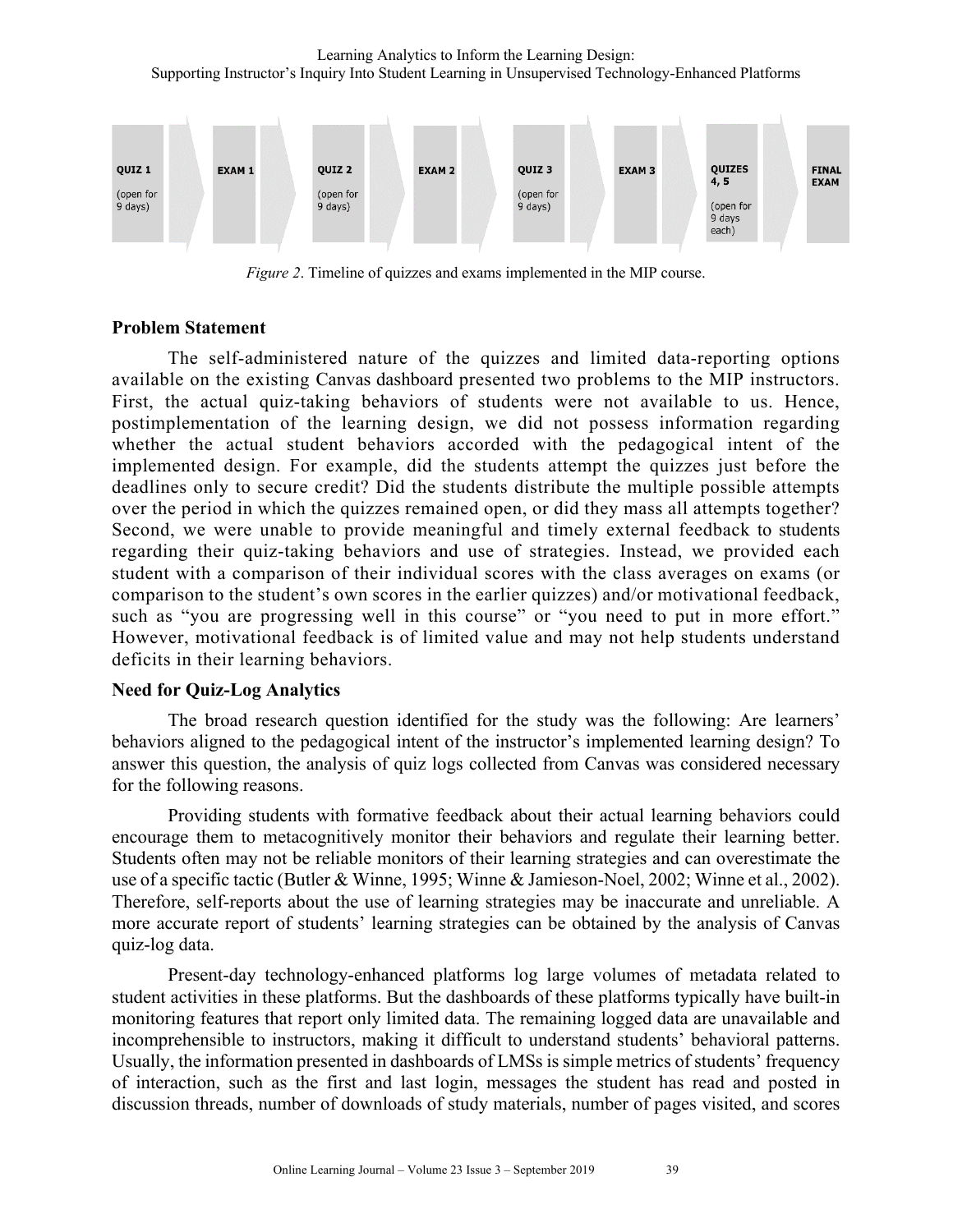QUIZ 1 (open for 9 days) → EXAM 1 → QUIZ 2 (open for 9 days) → EXAM 2 → QUIZ 3 (open for 9 days) → EXAM 3 → QUIZZES 4, 5 (open for 9 days each) → FINAL EXAM

*Figure 2*. Timeline of quizzes and exams implemented in the MIP course.

## Problem Statement

The self-administered nature of the quizzes and limited data-reporting options available on the existing Canvas dashboard presented two problems to the MIP instructors. First, the actual quiz-taking behaviors of students were not available to us. Hence, postimplementation of the learning design, we did not possess information regarding whether the actual student behaviors accorded with the pedagogical intent of the implemented design. For example, did the students attempt the quizzes just before the deadlines only to secure credit? Did the students distribute the multiple possible attempts over the period in which the quizzes remained open, or did they mass all attempts together? Second, we were unable to provide meaningful and timely external feedback to students regarding their quiz-taking behaviors and use of strategies. Instead, we provided each student with a comparison of their individual scores with the class averages on exams (or comparison to the student's own scores in the earlier quizzes) and/or motivational feedback, such as "you are progressing well in this course" or "you need to put in more effort." However, motivational feedback is of limited value and may not help students understand deficits in their learning behaviors.

## Need for Quiz-Log Analytics

The broad research question identified for the study was the following: Are learners' behaviors aligned to the pedagogical intent of the instructor's implemented learning design? To answer this question, the analysis of quiz logs collected from Canvas was considered necessary for the following reasons.

Providing students with formative feedback about their actual learning behaviors could encourage them to metacognitively monitor their behaviors and regulate their learning better. Students often may not be reliable monitors of their learning strategies and can overestimate the use of a specific tactic (Butler & Winne, 1995; Winne & Jamieson-Noel, 2002; Winne et al., 2002). Therefore, self-reports about the use of learning strategies may be inaccurate and unreliable. A more accurate report of students' learning strategies can be obtained by the analysis of Canvas quiz-log data.

Present-day technology-enhanced platforms log large volumes of metadata related to student activities in these platforms. But the dashboards of these platforms typically have built-in monitoring features that report only limited data. The remaining logged data are unavailable and incomprehensible to instructors, making it difficult to understand students' behavioral patterns. Usually, the information presented in dashboards of LMSs is simple metrics of students' frequency of interaction, such as the first and last login, messages the student has read and posted in discussion threads, number of downloads of study materials, number of pages visited, and scores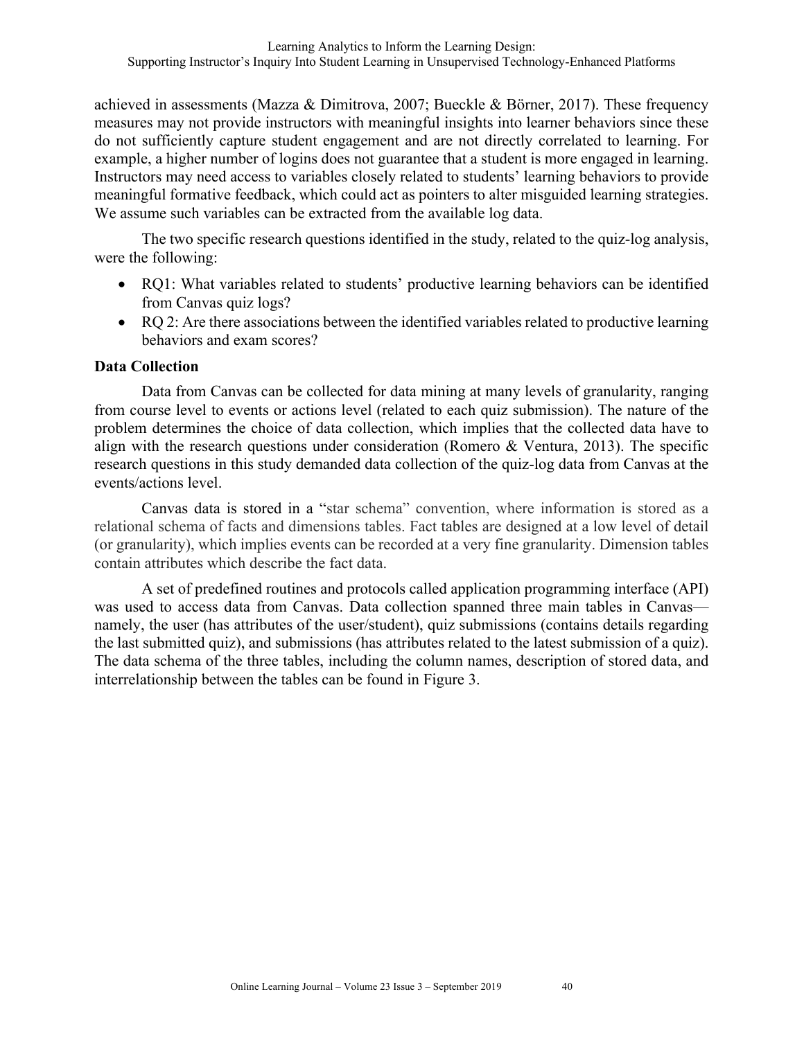achieved in assessments (Mazza & Dimitrova, 2007; Bueckle & Börner, 2017). These frequency measures may not provide instructors with meaningful insights into learner behaviors since these do not sufficiently capture student engagement and are not directly correlated to learning. For example, a higher number of logins does not guarantee that a student is more engaged in learning. Instructors may need access to variables closely related to students' learning behaviors to provide meaningful formative feedback, which could act as pointers to alter misguided learning strategies. We assume such variables can be extracted from the available log data.

The two specific research questions identified in the study, related to the quiz-log analysis, were the following:

- RQ1: What variables related to students' productive learning behaviors can be identified from Canvas quiz logs?
- RQ 2: Are there associations between the identified variables related to productive learning behaviors and exam scores?

**Data Collection**

Data from Canvas can be collected for data mining at many levels of granularity, ranging from course level to events or actions level (related to each quiz submission). The nature of the problem determines the choice of data collection, which implies that the collected data have to align with the research questions under consideration (Romero & Ventura, 2013). The specific research questions in this study demanded data collection of the quiz-log data from Canvas at the events/actions level.

Canvas data is stored in a "star schema" convention, where information is stored as a relational schema of facts and dimensions tables. Fact tables are designed at a low level of detail (or granularity), which implies events can be recorded at a very fine granularity. Dimension tables contain attributes which describe the fact data.

A set of predefined routines and protocols called application programming interface (API) was used to access data from Canvas. Data collection spanned three main tables in Canvas—namely, the user (has attributes of the user/student), quiz submissions (contains details regarding the last submitted quiz), and submissions (has attributes related to the latest submission of a quiz). The data schema of the three tables, including the column names, description of stored data, and interrelationship between the tables can be found in Figure 3.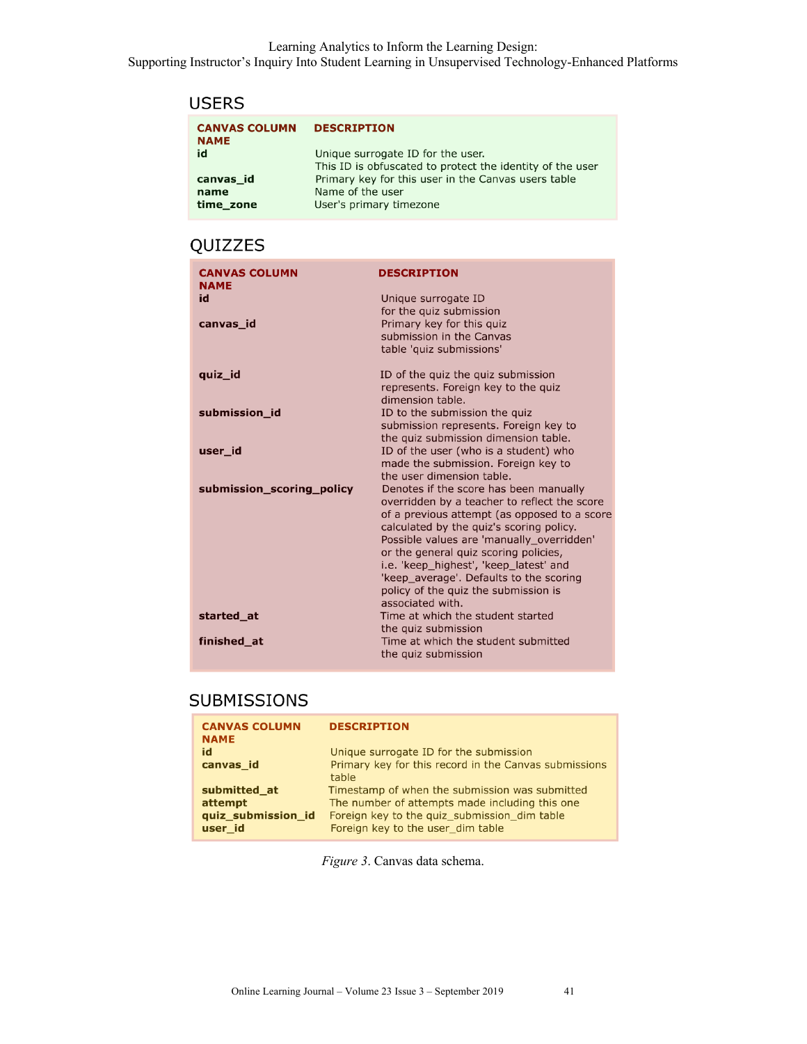### USERS

| CANVAS COLUMN NAME | DESCRIPTION |
|---|---|
| **id** | Unique surrogate ID for the user. This ID is obfuscated to protect the identity of the user |
| **canvas_id** | Primary key for this user in the Canvas users table |
| **name** | Name of the user |
| **time_zone** | User's primary timezone |

### QUIZZES

| CANVAS COLUMN NAME | DESCRIPTION |
|---|---|
| **id** | Unique surrogate ID for the quiz submission |
| **canvas_id** | Primary key for this quiz submission in the Canvas table 'quiz submissions' |
| **quiz_id** | ID of the quiz the quiz submission represents. Foreign key to the quiz dimension table. |
| **submission_id** | ID to the submission the quiz submission represents. Foreign key to the quiz submission dimension table. |
| **user_id** | ID of the user (who is a student) who made the submission. Foreign key to the user dimension table. |
| **submission_scoring_policy** | Denotes if the score has been manually overridden by a teacher to reflect the score of a previous attempt (as opposed to a score calculated by the quiz's scoring policy. Possible values are 'manually_overridden' or the general quiz scoring policies, i.e. 'keep_highest', 'keep_latest' and 'keep_average'. Defaults to the scoring policy of the quiz the submission is associated with. |
| **started_at** | Time at which the student started the quiz submission |
| **finished_at** | Time at which the student submitted the quiz submission |

### SUBMISSIONS

| CANVAS COLUMN NAME | DESCRIPTION |
|---|---|
| **id** | Unique surrogate ID for the submission |
| **canvas_id** | Primary key for this record in the Canvas submissions table |
| **submitted_at** | Timestamp of when the submission was submitted |
| **attempt** | The number of attempts made including this one |
| **quiz_submission_id** | Foreign key to the quiz_submission_dim table |
| **user_id** | Foreign key to the user_dim table |

*Figure 3*. Canvas data schema.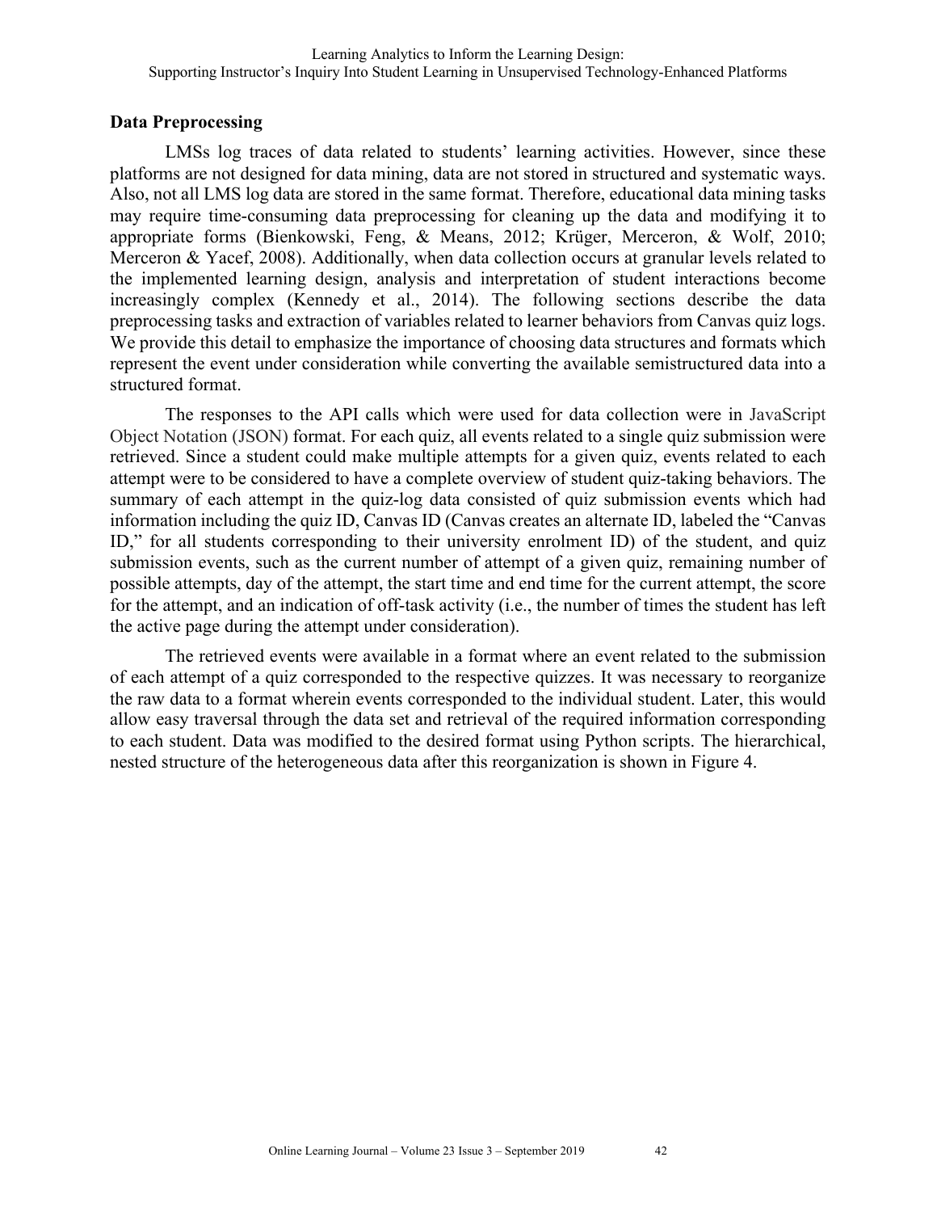## Data Preprocessing

LMSs log traces of data related to students' learning activities. However, since these platforms are not designed for data mining, data are not stored in structured and systematic ways. Also, not all LMS log data are stored in the same format. Therefore, educational data mining tasks may require time-consuming data preprocessing for cleaning up the data and modifying it to appropriate forms (Bienkowski, Feng, & Means, 2012; Krüger, Merceron, & Wolf, 2010; Merceron & Yacef, 2008). Additionally, when data collection occurs at granular levels related to the implemented learning design, analysis and interpretation of student interactions become increasingly complex (Kennedy et al., 2014). The following sections describe the data preprocessing tasks and extraction of variables related to learner behaviors from Canvas quiz logs. We provide this detail to emphasize the importance of choosing data structures and formats which represent the event under consideration while converting the available semistructured data into a structured format.

The responses to the API calls which were used for data collection were in JavaScript Object Notation (JSON) format. For each quiz, all events related to a single quiz submission were retrieved. Since a student could make multiple attempts for a given quiz, events related to each attempt were to be considered to have a complete overview of student quiz-taking behaviors. The summary of each attempt in the quiz-log data consisted of quiz submission events which had information including the quiz ID, Canvas ID (Canvas creates an alternate ID, labeled the "Canvas ID," for all students corresponding to their university enrolment ID) of the student, and quiz submission events, such as the current number of attempt of a given quiz, remaining number of possible attempts, day of the attempt, the start time and end time for the current attempt, the score for the attempt, and an indication of off-task activity (i.e., the number of times the student has left the active page during the attempt under consideration).

The retrieved events were available in a format where an event related to the submission of each attempt of a quiz corresponded to the respective quizzes. It was necessary to reorganize the raw data to a format wherein events corresponded to the individual student. Later, this would allow easy traversal through the data set and retrieval of the required information corresponding to each student. Data was modified to the desired format using Python scripts. The hierarchical, nested structure of the heterogeneous data after this reorganization is shown in Figure 4.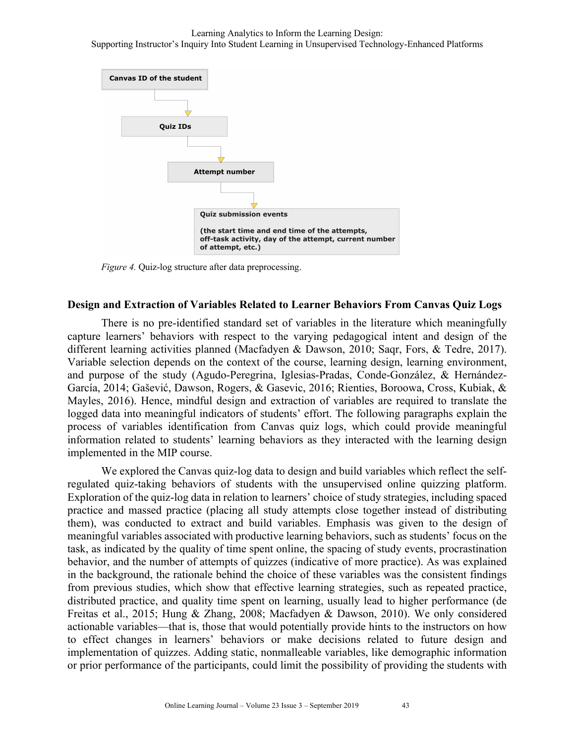Canas ID of the student

Quiz IDs

Attempt number

Quiz submission events

(the start time and end time of the attempts, off-task activity, day of the attempt, current number of attempt, etc.)

*Figure 4.* Quiz-log structure after data preprocessing.

### Design and Extraction of Variables Related to Learner Behaviors From Canvas Quiz Logs

There is no pre-identified standard set of variables in the literature which meaningfully capture learners' behaviors with respect to the varying pedagogical intent and design of the different learning activities planned (Macfadyen & Dawson, 2010; Saqr, Fors, & Tedre, 2017). Variable selection depends on the context of the course, learning design, learning environment, and purpose of the study (Agudo-Peregrina, Iglesias-Pradas, Conde-González, & Hernández-García, 2014; Gašević, Dawson, Rogers, & Gasevic, 2016; Rienties, Boroowa, Cross, Kubiak, & Mayles, 2016). Hence, mindful design and extraction of variables are required to translate the logged data into meaningful indicators of students' effort. The following paragraphs explain the process of variables identification from Canvas quiz logs, which could provide meaningful information related to students' learning behaviors as they interacted with the learning design implemented in the MIP course.

We explored the Canvas quiz-log data to design and build variables which reflect the self-regulated quiz-taking behaviors of students with the unsupervised online quizzing platform. Exploration of the quiz-log data in relation to learners' choice of study strategies, including spaced practice and massed practice (placing all study attempts close together instead of distributing them), was conducted to extract and build variables. Emphasis was given to the design of meaningful variables associated with productive learning behaviors, such as students' focus on the task, as indicated by the quality of time spent online, the spacing of study events, procrastination behavior, and the number of attempts of quizzes (indicative of more practice). As was explained in the background, the rationale behind the choice of these variables was the consistent findings from previous studies, which show that effective learning strategies, such as repeated practice, distributed practice, and quality time spent on learning, usually lead to higher performance (de Freitas et al., 2015; Hung & Zhang, 2008; Macfadyen & Dawson, 2010). We only considered actionable variables—that is, those that would potentially provide hints to the instructors on how to effect changes in learners' behaviors or make decisions related to future design and implementation of quizzes. Adding static, nonmalleable variables, like demographic information or prior performance of the participants, could limit the possibility of providing the students with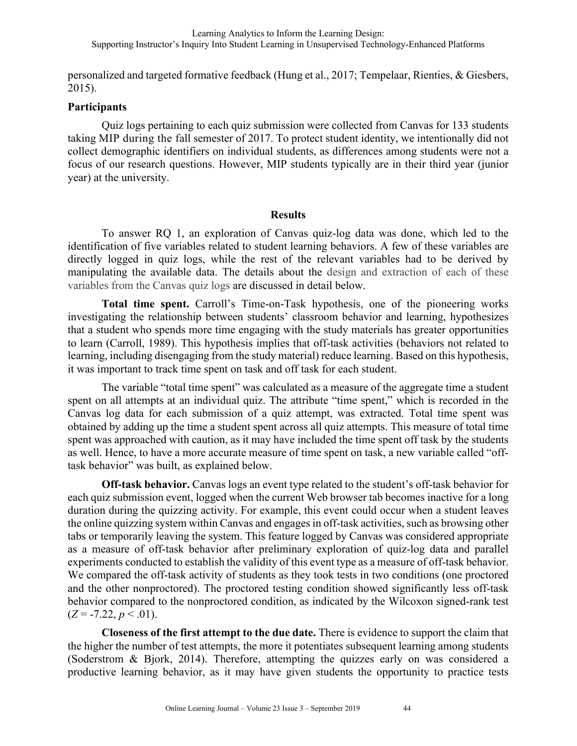personalized and targeted formative feedback (Hung et al., 2017; Tempelaar, Rienties, & Giesbers, 2015).

### Participants

Quiz logs pertaining to each quiz submission were collected from Canvas for 133 students taking MIP during the fall semester of 2017. To protect student identity, we intentionally did not collect demographic identifiers on individual students, as differences among students were not a focus of our research questions. However, MIP students typically are in their third year (junior year) at the university.

## Results

To answer RQ 1, an exploration of Canvas quiz-log data was done, which led to the identification of five variables related to student learning behaviors. A few of these variables are directly logged in quiz logs, while the rest of the relevant variables had to be derived by manipulating the available data. The details about the design and extraction of each of these variables from the Canvas quiz logs are discussed in detail below.

**Total time spent.** Carroll's Time-on-Task hypothesis, one of the pioneering works investigating the relationship between students' classroom behavior and learning, hypothesizes that a student who spends more time engaging with the study materials has greater opportunities to learn (Carroll, 1989). This hypothesis implies that off-task activities (behaviors not related to learning, including disengaging from the study material) reduce learning. Based on this hypothesis, it was important to track time spent on task and off task for each student.

The variable "total time spent" was calculated as a measure of the aggregate time a student spent on all attempts at an individual quiz. The attribute "time spent," which is recorded in the Canvas log data for each submission of a quiz attempt, was extracted. Total time spent was obtained by adding up the time a student spent across all quiz attempts. This measure of total time spent was approached with caution, as it may have included the time spent off task by the students as well. Hence, to have a more accurate measure of time spent on task, a new variable called "off-task behavior" was built, as explained below.

**Off-task behavior.** Canvas logs an event type related to the student's off-task behavior for each quiz submission event, logged when the current Web browser tab becomes inactive for a long duration during the quizzing activity. For example, this event could occur when a student leaves the online quizzing system within Canvas and engages in off-task activities, such as browsing other tabs or temporarily leaving the system. This feature logged by Canvas was considered appropriate as a measure of off-task behavior after preliminary exploration of quiz-log data and parallel experiments conducted to establish the validity of this event type as a measure of off-task behavior. We compared the off-task activity of students as they took tests in two conditions (one proctored and the other nonproctored). The proctored testing condition showed significantly less off-task behavior compared to the nonproctored condition, as indicated by the Wilcoxon signed-rank test ($Z = -7.22$, $p < .01$).

**Closeness of the first attempt to the due date.** There is evidence to support the claim that the higher the number of test attempts, the more it potentiates subsequent learning among students (Soderstrom & Bjork, 2014). Therefore, attempting the quizzes early on was considered a productive learning behavior, as it may have given students the opportunity to practice tests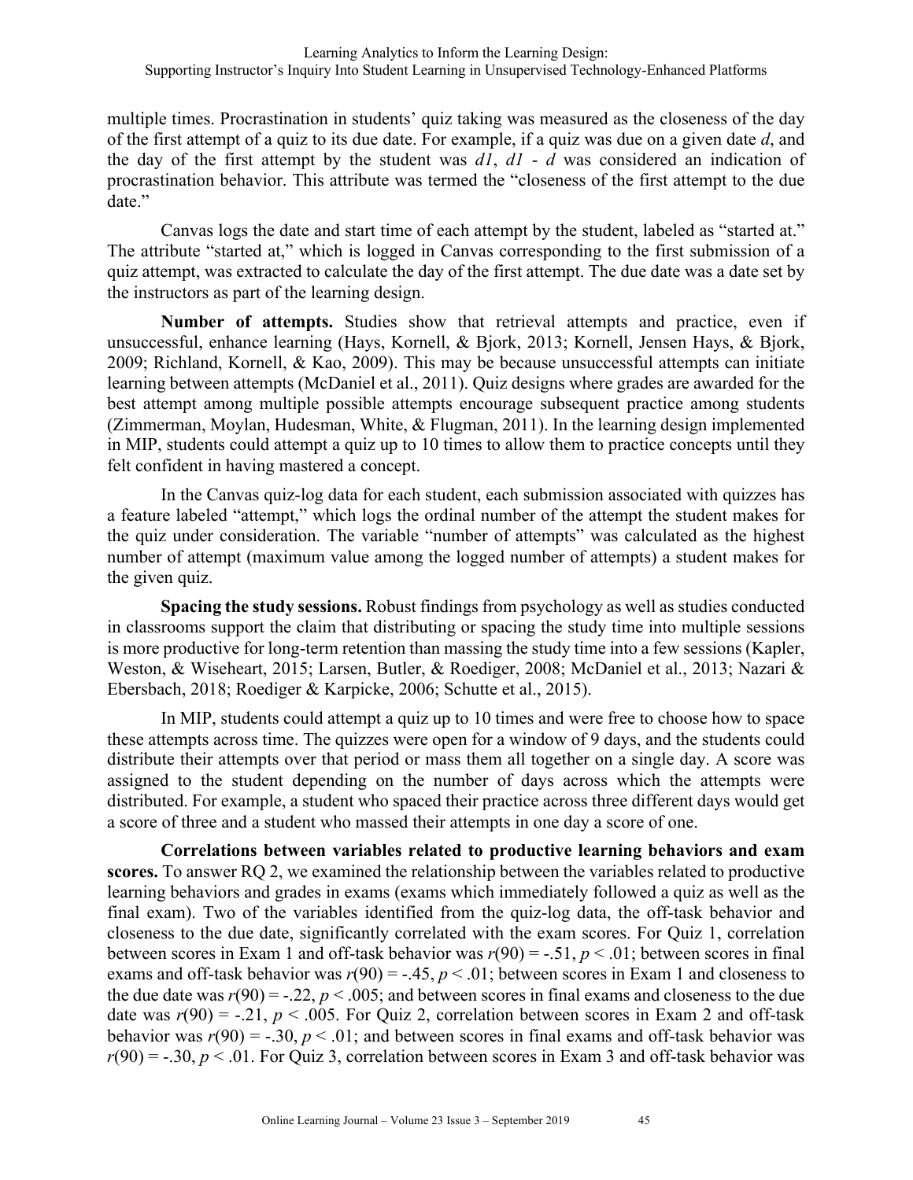multiple times. Procrastination in students' quiz taking was measured as the closeness of the day of the first attempt of a quiz to its due date. For example, if a quiz was due on a given date *d*, and the day of the first attempt by the student was *d1*, *d1 - d* was considered an indication of procrastination behavior. This attribute was termed the "closeness of the first attempt to the due date."

Canvas logs the date and start time of each attempt by the student, labeled as "started at." The attribute "started at," which is logged in Canvas corresponding to the first submission of a quiz attempt, was extracted to calculate the day of the first attempt. The due date was a date set by the instructors as part of the learning design.

**Number of attempts.** Studies show that retrieval attempts and practice, even if unsuccessful, enhance learning (Hays, Kornell, & Bjork, 2013; Kornell, Jensen Hays, & Bjork, 2009; Richland, Kornell, & Kao, 2009). This may be because unsuccessful attempts can initiate learning between attempts (McDaniel et al., 2011). Quiz designs where grades are awarded for the best attempt among multiple possible attempts encourage subsequent practice among students (Zimmerman, Moylan, Hudesman, White, & Flugman, 2011). In the learning design implemented in MIP, students could attempt a quiz up to 10 times to allow them to practice concepts until they felt confident in having mastered a concept.

In the Canvas quiz-log data for each student, each submission associated with quizzes has a feature labeled "attempt," which logs the ordinal number of the attempt the student makes for the quiz under consideration. The variable "number of attempts" was calculated as the highest number of attempt (maximum value among the logged number of attempts) a student makes for the given quiz.

**Spacing the study sessions.** Robust findings from psychology as well as studies conducted in classrooms support the claim that distributing or spacing the study time into multiple sessions is more productive for long-term retention than massing the study time into a few sessions (Kapler, Weston, & Wiseheart, 2015; Larsen, Butler, & Roediger, 2008; McDaniel et al., 2013; Nazari & Ebersbach, 2018; Roediger & Karpicke, 2006; Schutte et al., 2015).

In MIP, students could attempt a quiz up to 10 times and were free to choose how to space these attempts across time. The quizzes were open for a window of 9 days, and the students could distribute their attempts over that period or mass them all together on a single day. A score was assigned to the student depending on the number of days across which the attempts were distributed. For example, a student who spaced their practice across three different days would get a score of three and a student who massed their attempts in one day a score of one.

**Correlations between variables related to productive learning behaviors and exam scores.** To answer RQ 2, we examined the relationship between the variables related to productive learning behaviors and grades in exams (exams which immediately followed a quiz as well as the final exam). Two of the variables identified from the quiz-log data, the off-task behavior and closeness to the due date, significantly correlated with the exam scores. For Quiz 1, correlation between scores in Exam 1 and off-task behavior was $r(90) = -.51$, $p < .01$; between scores in final exams and off-task behavior was $r(90) = -.45$, $p < .01$; between scores in Exam 1 and closeness to the due date was $r(90) = -.22$, $p < .005$; and between scores in final exams and closeness to the due date was $r(90) = -.21$, $p < .005$. For Quiz 2, correlation between scores in Exam 2 and off-task behavior was $r(90) = -.30$, $p < .01$; and between scores in final exams and off-task behavior was $r(90) = -.30$, $p < .01$. For Quiz 3, correlation between scores in Exam 3 and off-task behavior was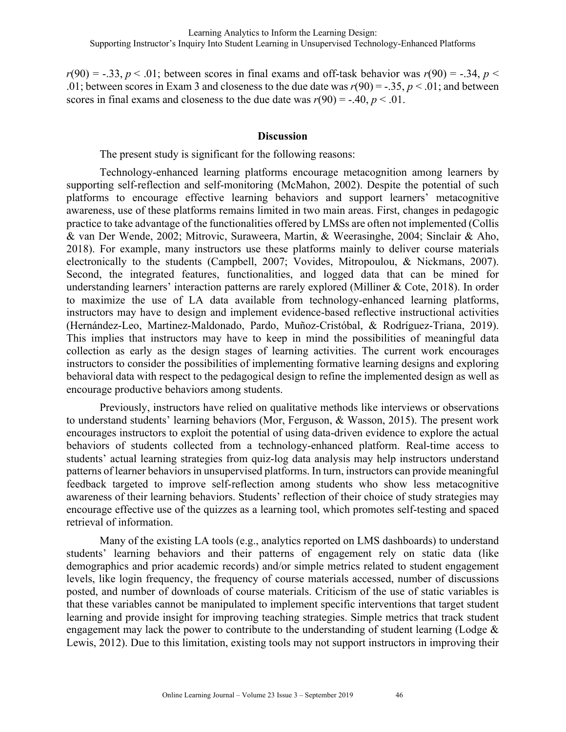$r(90) = -.33$, $p < .01$; between scores in final exams and off-task behavior was $r(90) = -.34$, $p < .01$; between scores in Exam 3 and closeness to the due date was $r(90) = -.35$, $p < .01$; and between scores in final exams and closeness to the due date was $r(90) = -.40$, $p < .01$.

## Discussion

The present study is significant for the following reasons:

Technology-enhanced learning platforms encourage metacognition among learners by supporting self-reflection and self-monitoring (McMahon, 2002). Despite the potential of such platforms to encourage effective learning behaviors and support learners' metacognitive awareness, use of these platforms remains limited in two main areas. First, changes in pedagogic practice to take advantage of the functionalities offered by LMSs are often not implemented (Collis & van Der Wende, 2002; Mitrovic, Suraweera, Martin, & Weerasinghe, 2004; Sinclair & Aho, 2018). For example, many instructors use these platforms mainly to deliver course materials electronically to the students (Campbell, 2007; Vovides, Mitropoulou, & Nickmans, 2007). Second, the integrated features, functionalities, and logged data that can be mined for understanding learners' interaction patterns are rarely explored (Milliner & Cote, 2018). In order to maximize the use of LA data available from technology-enhanced learning platforms, instructors may have to design and implement evidence-based reflective instructional activities (Hernández-Leo, Martinez-Maldonado, Pardo, Muñoz-Cristóbal, & Rodríguez-Triana, 2019). This implies that instructors may have to keep in mind the possibilities of meaningful data collection as early as the design stages of learning activities. The current work encourages instructors to consider the possibilities of implementing formative learning designs and exploring behavioral data with respect to the pedagogical design to refine the implemented design as well as encourage productive behaviors among students.

Previously, instructors have relied on qualitative methods like interviews or observations to understand students' learning behaviors (Mor, Ferguson, & Wasson, 2015). The present work encourages instructors to exploit the potential of using data-driven evidence to explore the actual behaviors of students collected from a technology-enhanced platform. Real-time access to students' actual learning strategies from quiz-log data analysis may help instructors understand patterns of learner behaviors in unsupervised platforms. In turn, instructors can provide meaningful feedback targeted to improve self-reflection among students who show less metacognitive awareness of their learning behaviors. Students' reflection of their choice of study strategies may encourage effective use of the quizzes as a learning tool, which promotes self-testing and spaced retrieval of information.

Many of the existing LA tools (e.g., analytics reported on LMS dashboards) to understand students' learning behaviors and their patterns of engagement rely on static data (like demographics and prior academic records) and/or simple metrics related to student engagement levels, like login frequency, the frequency of course materials accessed, number of discussions posted, and number of downloads of course materials. Criticism of the use of static variables is that these variables cannot be manipulated to implement specific interventions that target student learning and provide insight for improving teaching strategies. Simple metrics that track student engagement may lack the power to contribute to the understanding of student learning (Lodge & Lewis, 2012). Due to this limitation, existing tools may not support instructors in improving their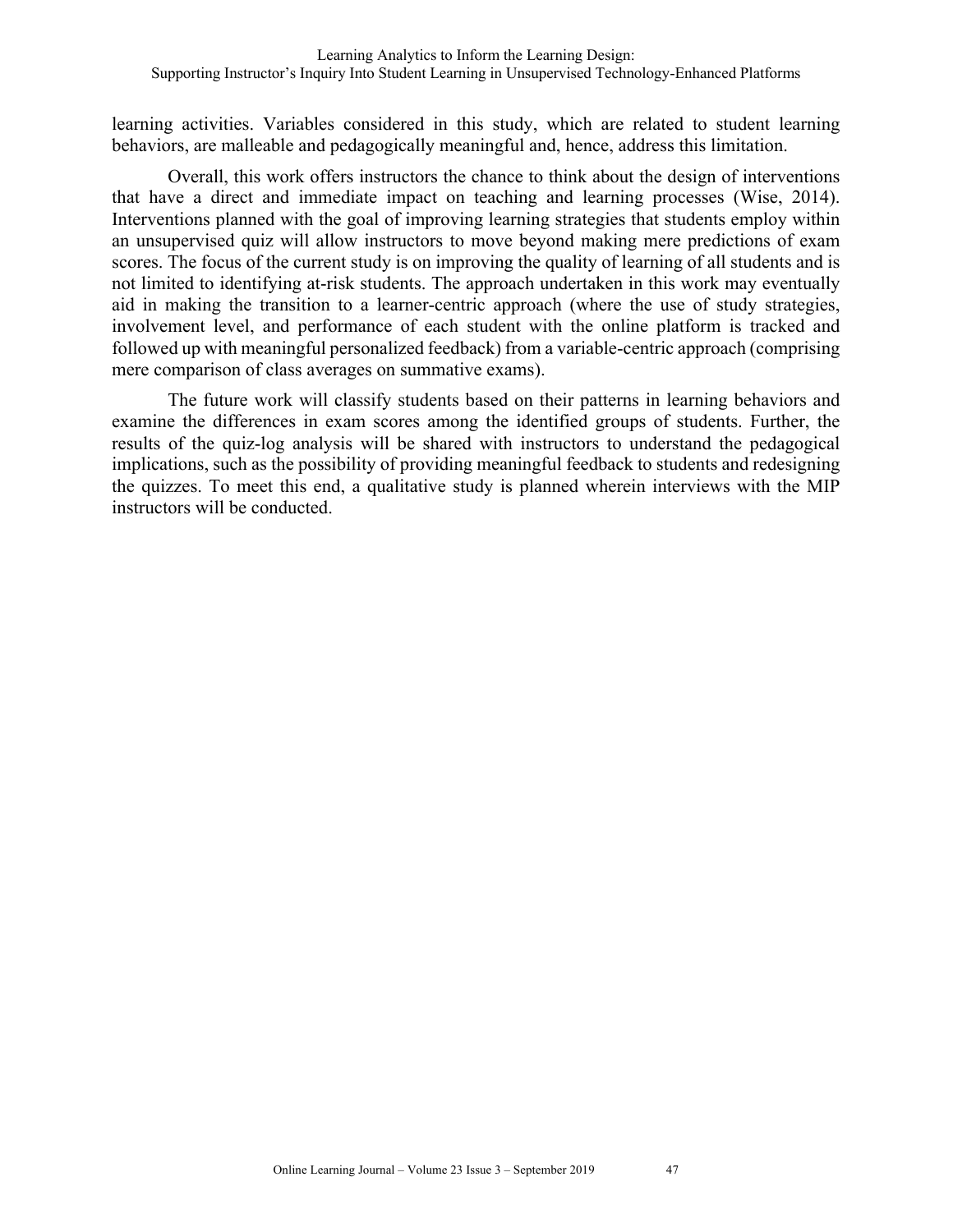learning activities. Variables considered in this study, which are related to student learning behaviors, are malleable and pedagogically meaningful and, hence, address this limitation.

Overall, this work offers instructors the chance to think about the design of interventions that have a direct and immediate impact on teaching and learning processes (Wise, 2014). Interventions planned with the goal of improving learning strategies that students employ within an unsupervised quiz will allow instructors to move beyond making mere predictions of exam scores. The focus of the current study is on improving the quality of learning of all students and is not limited to identifying at-risk students. The approach undertaken in this work may eventually aid in making the transition to a learner-centric approach (where the use of study strategies, involvement level, and performance of each student with the online platform is tracked and followed up with meaningful personalized feedback) from a variable-centric approach (comprising mere comparison of class averages on summative exams).

The future work will classify students based on their patterns in learning behaviors and examine the differences in exam scores among the identified groups of students. Further, the results of the quiz-log analysis will be shared with instructors to understand the pedagogical implications, such as the possibility of providing meaningful feedback to students and redesigning the quizzes. To meet this end, a qualitative study is planned wherein interviews with the MIP instructors will be conducted.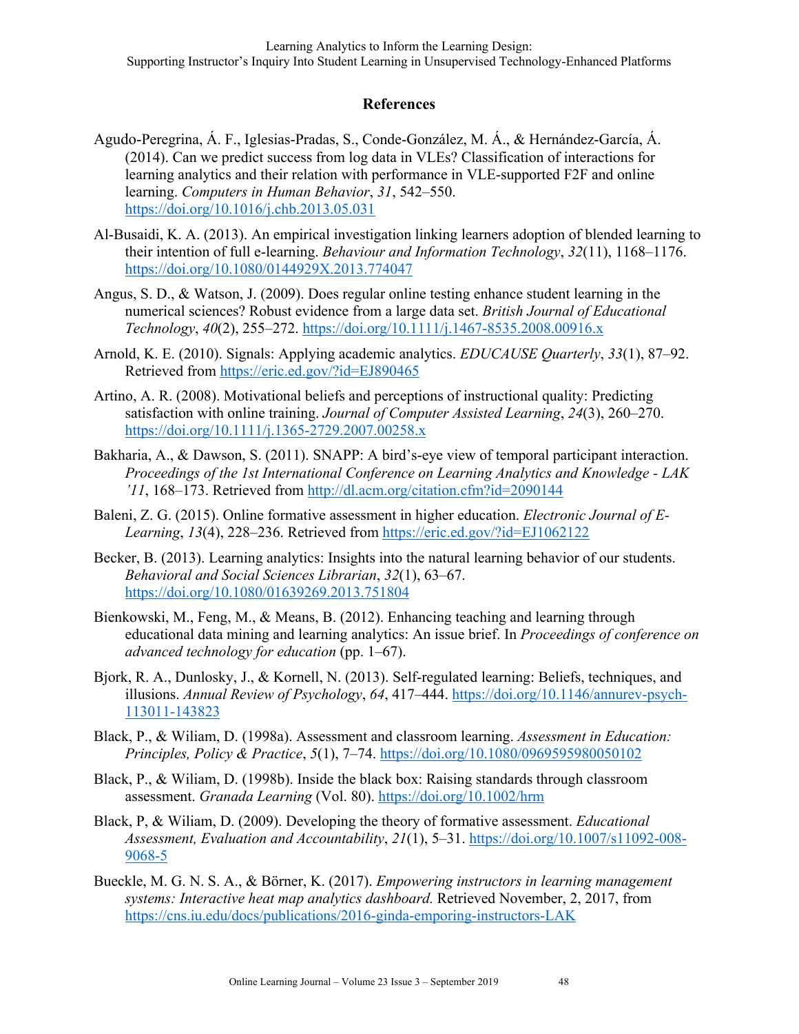## References

Agudo-Peregrina, Á. F., Iglesias-Pradas, S., Conde-González, M. Á., & Hernández-García, Á. (2014). Can we predict success from log data in VLEs? Classification of interactions for learning analytics and their relation with performance in VLE-supported F2F and online learning. *Computers in Human Behavior*, *31*, 542–550. https://doi.org/10.1016/j.chb.2013.05.031

Al-Busaidi, K. A. (2013). An empirical investigation linking learners adoption of blended learning to their intention of full e-learning. *Behaviour and Information Technology*, *32*(11), 1168–1176. https://doi.org/10.1080/0144929X.2013.774047

Angus, S. D., & Watson, J. (2009). Does regular online testing enhance student learning in the numerical sciences? Robust evidence from a large data set. *British Journal of Educational Technology*, *40*(2), 255–272. https://doi.org/10.1111/j.1467-8535.2008.00916.x

Arnold, K. E. (2010). Signals: Applying academic analytics. *EDUCAUSE Quarterly*, *33*(1), 87–92. Retrieved from https://eric.ed.gov/?id=EJ890465

Artino, A. R. (2008). Motivational beliefs and perceptions of instructional quality: Predicting satisfaction with online training. *Journal of Computer Assisted Learning*, *24*(3), 260–270. https://doi.org/10.1111/j.1365-2729.2007.00258.x

Bakharia, A., & Dawson, S. (2011). SNAPP: A bird's-eye view of temporal participant interaction. *Proceedings of the 1st International Conference on Learning Analytics and Knowledge - LAK '11*, 168–173. Retrieved from http://dl.acm.org/citation.cfm?id=2090144

Baleni, Z. G. (2015). Online formative assessment in higher education. *Electronic Journal of E-Learning*, *13*(4), 228–236. Retrieved from https://eric.ed.gov/?id=EJ1062122

Becker, B. (2013). Learning analytics: Insights into the natural learning behavior of our students. *Behavioral and Social Sciences Librarian*, *32*(1), 63–67. https://doi.org/10.1080/01639269.2013.751804

Bienkowski, M., Feng, M., & Means, B. (2012). Enhancing teaching and learning through educational data mining and learning analytics: An issue brief. In *Proceedings of conference on advanced technology for education* (pp. 1–67).

Bjork, R. A., Dunlosky, J., & Kornell, N. (2013). Self-regulated learning: Beliefs, techniques, and illusions. *Annual Review of Psychology*, *64*, 417–444. https://doi.org/10.1146/annurev-psych-113011-143823

Black, P., & Wiliam, D. (1998a). Assessment and classroom learning. *Assessment in Education: Principles, Policy & Practice*, *5*(1), 7–74. https://doi.org/10.1080/0969595980050102

Black, P., & Wiliam, D. (1998b). Inside the black box: Raising standards through classroom assessment. *Granada Learning* (Vol. 80). https://doi.org/10.1002/hrm

Black, P, & Wiliam, D. (2009). Developing the theory of formative assessment. *Educational Assessment, Evaluation and Accountability*, *21*(1), 5–31. https://doi.org/10.1007/s11092-008-9068-5

Bueckle, M. G. N. S. A., & Börner, K. (2017). *Empowering instructors in learning management systems: Interactive heat map analytics dashboard.* Retrieved November, 2, 2017, from https://cns.iu.edu/docs/publications/2016-ginda-emporing-instructors-LAK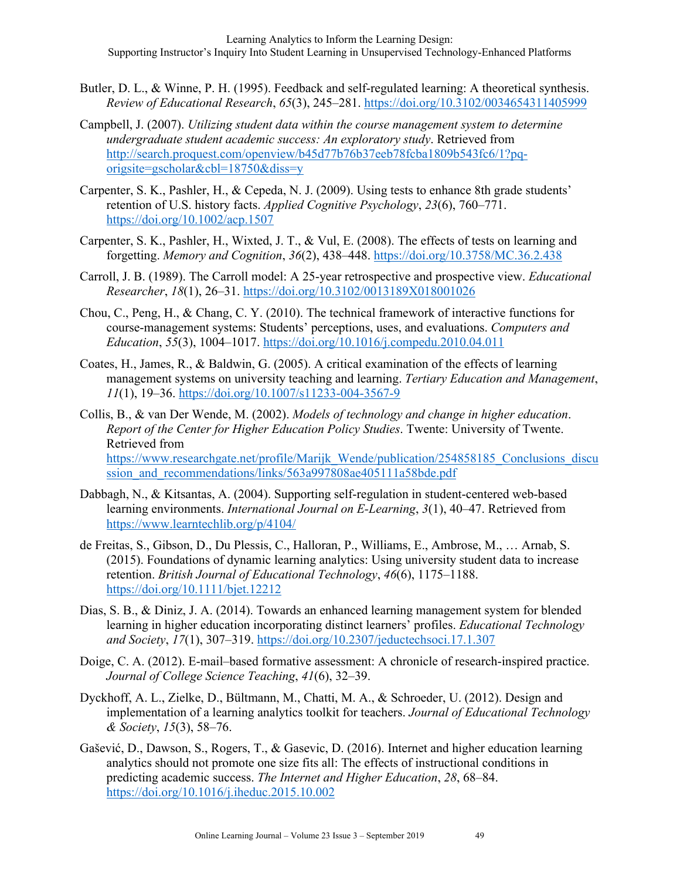Butler, D. L., & Winne, P. H. (1995). Feedback and self-regulated learning: A theoretical synthesis. *Review of Educational Research*, *65*(3), 245–281. https://doi.org/10.3102/0034654311405999

Campbell, J. (2007). *Utilizing student data within the course management system to determine undergraduate student academic success: An exploratory study*. Retrieved from http://search.proquest.com/openview/b45d77b76b37eeb78fcba1809b543fc6/1?pq-origsite=gscholar&cbl=18750&diss=y

Carpenter, S. K., Pashler, H., & Cepeda, N. J. (2009). Using tests to enhance 8th grade students' retention of U.S. history facts. *Applied Cognitive Psychology*, *23*(6), 760–771. https://doi.org/10.1002/acp.1507

Carpenter, S. K., Pashler, H., Wixted, J. T., & Vul, E. (2008). The effects of tests on learning and forgetting. *Memory and Cognition*, *36*(2), 438–448. https://doi.org/10.3758/MC.36.2.438

Carroll, J. B. (1989). The Carroll model: A 25-year retrospective and prospective view. *Educational Researcher*, *18*(1), 26–31. https://doi.org/10.3102/0013189X018001026

Chou, C., Peng, H., & Chang, C. Y. (2010). The technical framework of interactive functions for course-management systems: Students' perceptions, uses, and evaluations. *Computers and Education*, *55*(3), 1004–1017. https://doi.org/10.1016/j.compedu.2010.04.011

Coates, H., James, R., & Baldwin, G. (2005). A critical examination of the effects of learning management systems on university teaching and learning. *Tertiary Education and Management*, *11*(1), 19–36. https://doi.org/10.1007/s11233-004-3567-9

Collis, B., & van Der Wende, M. (2002). *Models of technology and change in higher education*. *Report of the Center for Higher Education Policy Studies*. Twente: University of Twente. Retrieved from https://www.researchgate.net/profile/Marijk_Wende/publication/254858185_Conclusions_discussion_and_recommendations/links/563a997808ae405111a58bde.pdf

Dabbagh, N., & Kitsantas, A. (2004). Supporting self-regulation in student-centered web-based learning environments. *International Journal on E-Learning*, *3*(1), 40–47. Retrieved from https://www.learntechlib.org/p/4104/

de Freitas, S., Gibson, D., Du Plessis, C., Halloran, P., Williams, E., Ambrose, M., … Arnab, S. (2015). Foundations of dynamic learning analytics: Using university student data to increase retention. *British Journal of Educational Technology*, *46*(6), 1175–1188. https://doi.org/10.1111/bjet.12212

Dias, S. B., & Diniz, J. A. (2014). Towards an enhanced learning management system for blended learning in higher education incorporating distinct learners' profiles. *Educational Technology and Society*, *17*(1), 307–319. https://doi.org/10.2307/jeductechsoci.17.1.307

Doige, C. A. (2012). E-mail–based formative assessment: A chronicle of research-inspired practice. *Journal of College Science Teaching*, *41*(6), 32–39.

Dyckhoff, A. L., Zielke, D., Bültmann, M., Chatti, M. A., & Schroeder, U. (2012). Design and implementation of a learning analytics toolkit for teachers. *Journal of Educational Technology & Society*, *15*(3), 58–76.

Gašević, D., Dawson, S., Rogers, T., & Gasevic, D. (2016). Internet and higher education learning analytics should not promote one size fits all: The effects of instructional conditions in predicting academic success. *The Internet and Higher Education*, *28*, 68–84. https://doi.org/10.1016/j.iheduc.2015.10.002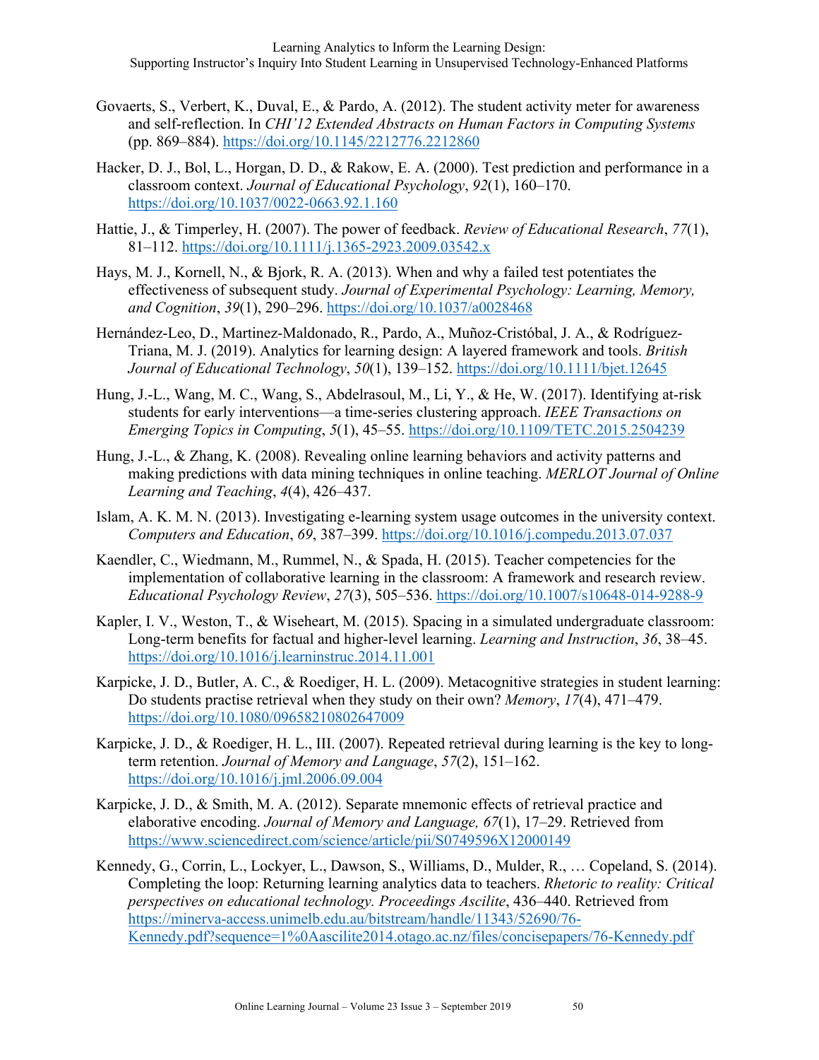Govaerts, S., Verbert, K., Duval, E., & Pardo, A. (2012). The student activity meter for awareness and self-reflection. In *CHI'12 Extended Abstracts on Human Factors in Computing Systems* (pp. 869–884). https://doi.org/10.1145/2212776.2212860

Hacker, D. J., Bol, L., Horgan, D. D., & Rakow, E. A. (2000). Test prediction and performance in a classroom context. *Journal of Educational Psychology*, *92*(1), 160–170. https://doi.org/10.1037/0022-0663.92.1.160

Hattie, J., & Timperley, H. (2007). The power of feedback. *Review of Educational Research*, *77*(1), 81–112. https://doi.org/10.1111/j.1365-2923.2009.03542.x

Hays, M. J., Kornell, N., & Bjork, R. A. (2013). When and why a failed test potentiates the effectiveness of subsequent study. *Journal of Experimental Psychology: Learning, Memory, and Cognition*, *39*(1), 290–296. https://doi.org/10.1037/a0028468

Hernández-Leo, D., Martinez-Maldonado, R., Pardo, A., Muñoz-Cristóbal, J. A., & Rodríguez-Triana, M. J. (2019). Analytics for learning design: A layered framework and tools. *British Journal of Educational Technology*, *50*(1), 139–152. https://doi.org/10.1111/bjet.12645

Hung, J.-L., Wang, M. C., Wang, S., Abdelrasoul, M., Li, Y., & He, W. (2017). Identifying at-risk students for early interventions—a time-series clustering approach. *IEEE Transactions on Emerging Topics in Computing*, *5*(1), 45–55. https://doi.org/10.1109/TETC.2015.2504239

Hung, J.-L., & Zhang, K. (2008). Revealing online learning behaviors and activity patterns and making predictions with data mining techniques in online teaching. *MERLOT Journal of Online Learning and Teaching*, *4*(4), 426–437.

Islam, A. K. M. N. (2013). Investigating e-learning system usage outcomes in the university context. *Computers and Education*, *69*, 387–399. https://doi.org/10.1016/j.compedu.2013.07.037

Kaendler, C., Wiedmann, M., Rummel, N., & Spada, H. (2015). Teacher competencies for the implementation of collaborative learning in the classroom: A framework and research review. *Educational Psychology Review*, *27*(3), 505–536. https://doi.org/10.1007/s10648-014-9288-9

Kapler, I. V., Weston, T., & Wiseheart, M. (2015). Spacing in a simulated undergraduate classroom: Long-term benefits for factual and higher-level learning. *Learning and Instruction*, *36*, 38–45. https://doi.org/10.1016/j.learninstruc.2014.11.001

Karpicke, J. D., Butler, A. C., & Roediger, H. L. (2009). Metacognitive strategies in student learning: Do students practise retrieval when they study on their own? *Memory*, *17*(4), 471–479. https://doi.org/10.1080/09658210802647009

Karpicke, J. D., & Roediger, H. L., III. (2007). Repeated retrieval during learning is the key to long-term retention. *Journal of Memory and Language*, *57*(2), 151–162. https://doi.org/10.1016/j.jml.2006.09.004

Karpicke, J. D., & Smith, M. A. (2012). Separate mnemonic effects of retrieval practice and elaborative encoding. *Journal of Memory and Language, 67*(1), 17–29. Retrieved from https://www.sciencedirect.com/science/article/pii/S0749596X12000149

Kennedy, G., Corrin, L., Lockyer, L., Dawson, S., Williams, D., Mulder, R., … Copeland, S. (2014). Completing the loop: Returning learning analytics data to teachers. *Rhetoric to reality: Critical perspectives on educational technology. Proceedings Ascilite*, 436–440. Retrieved from https://minerva-access.unimelb.edu.au/bitstream/handle/11343/52690/76-Kennedy.pdf?sequence=1%0Aascilite2014.otago.ac.nz/files/concisepapers/76-Kennedy.pdf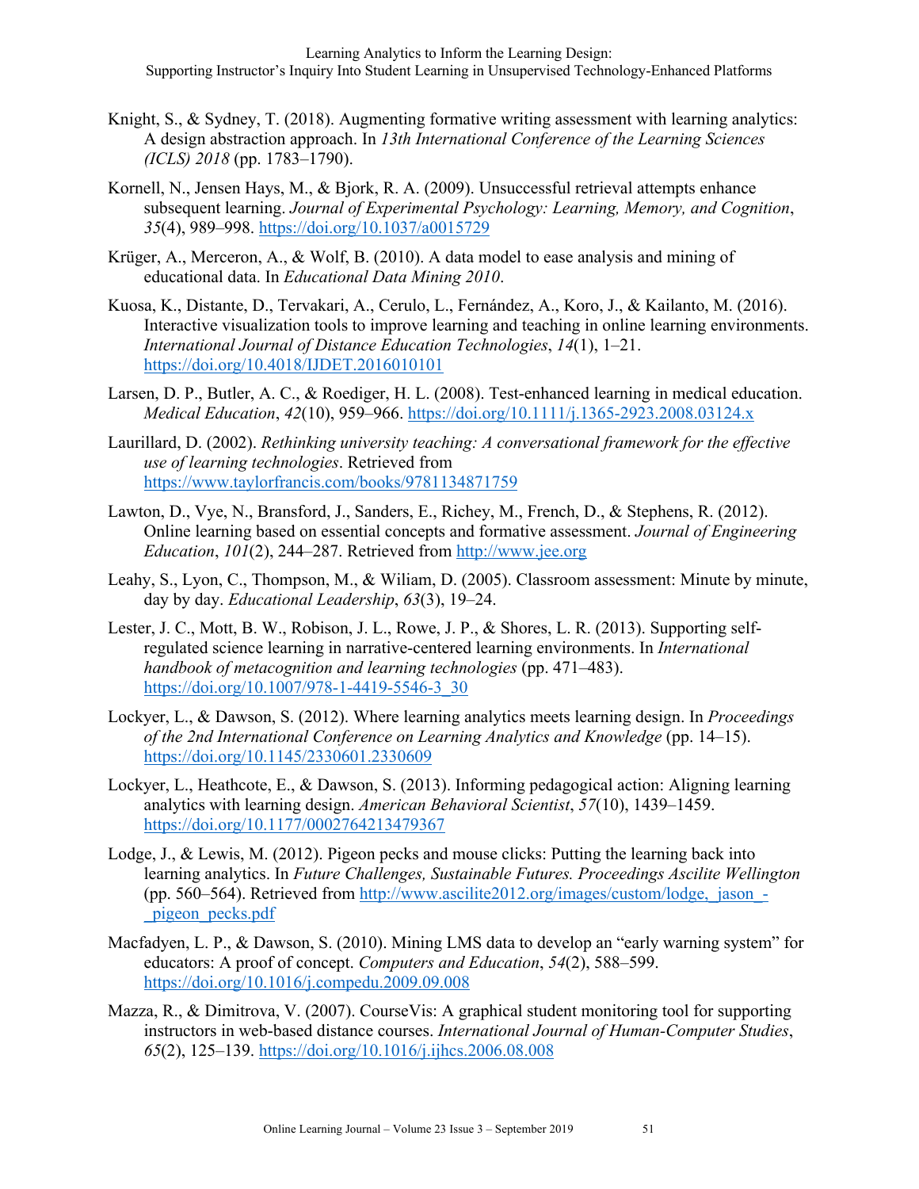Knight, S., & Sydney, T. (2018). Augmenting formative writing assessment with learning analytics: A design abstraction approach. In *13th International Conference of the Learning Sciences (ICLS) 2018* (pp. 1783–1790).

Kornell, N., Jensen Hays, M., & Bjork, R. A. (2009). Unsuccessful retrieval attempts enhance subsequent learning. *Journal of Experimental Psychology: Learning, Memory, and Cognition*, *35*(4), 989–998. https://doi.org/10.1037/a0015729

Krüger, A., Merceron, A., & Wolf, B. (2010). A data model to ease analysis and mining of educational data. In *Educational Data Mining 2010*.

Kuosa, K., Distante, D., Tervakari, A., Cerulo, L., Fernández, A., Koro, J., & Kailanto, M. (2016). Interactive visualization tools to improve learning and teaching in online learning environments. *International Journal of Distance Education Technologies*, *14*(1), 1–21. https://doi.org/10.4018/IJDET.2016010101

Larsen, D. P., Butler, A. C., & Roediger, H. L. (2008). Test-enhanced learning in medical education. *Medical Education*, *42*(10), 959–966. https://doi.org/10.1111/j.1365-2923.2008.03124.x

Laurillard, D. (2002). *Rethinking university teaching: A conversational framework for the effective use of learning technologies*. Retrieved from https://www.taylorfrancis.com/books/9781134871759

Lawton, D., Vye, N., Bransford, J., Sanders, E., Richey, M., French, D., & Stephens, R. (2012). Online learning based on essential concepts and formative assessment. *Journal of Engineering Education*, *101*(2), 244–287. Retrieved from http://www.jee.org

Leahy, S., Lyon, C., Thompson, M., & Wiliam, D. (2005). Classroom assessment: Minute by minute, day by day. *Educational Leadership*, *63*(3), 19–24.

Lester, J. C., Mott, B. W., Robison, J. L., Rowe, J. P., & Shores, L. R. (2013). Supporting self-regulated science learning in narrative-centered learning environments. In *International handbook of metacognition and learning technologies* (pp. 471–483). https://doi.org/10.1007/978-1-4419-5546-3_30

Lockyer, L., & Dawson, S. (2012). Where learning analytics meets learning design. In *Proceedings of the 2nd International Conference on Learning Analytics and Knowledge* (pp. 14–15). https://doi.org/10.1145/2330601.2330609

Lockyer, L., Heathcote, E., & Dawson, S. (2013). Informing pedagogical action: Aligning learning analytics with learning design. *American Behavioral Scientist*, *57*(10), 1439–1459. https://doi.org/10.1177/0002764213479367

Lodge, J., & Lewis, M. (2012). Pigeon pecks and mouse clicks: Putting the learning back into learning analytics. In *Future Challenges, Sustainable Futures. Proceedings Ascilite Wellington* (pp. 560–564). Retrieved from http://www.ascilite2012.org/images/custom/lodge,_jason_-_pigeon_pecks.pdf

Macfadyen, L. P., & Dawson, S. (2010). Mining LMS data to develop an "early warning system" for educators: A proof of concept. *Computers and Education*, *54*(2), 588–599. https://doi.org/10.1016/j.compedu.2009.09.008

Mazza, R., & Dimitrova, V. (2007). CourseVis: A graphical student monitoring tool for supporting instructors in web-based distance courses. *International Journal of Human-Computer Studies*, *65*(2), 125–139. https://doi.org/10.1016/j.ijhcs.2006.08.008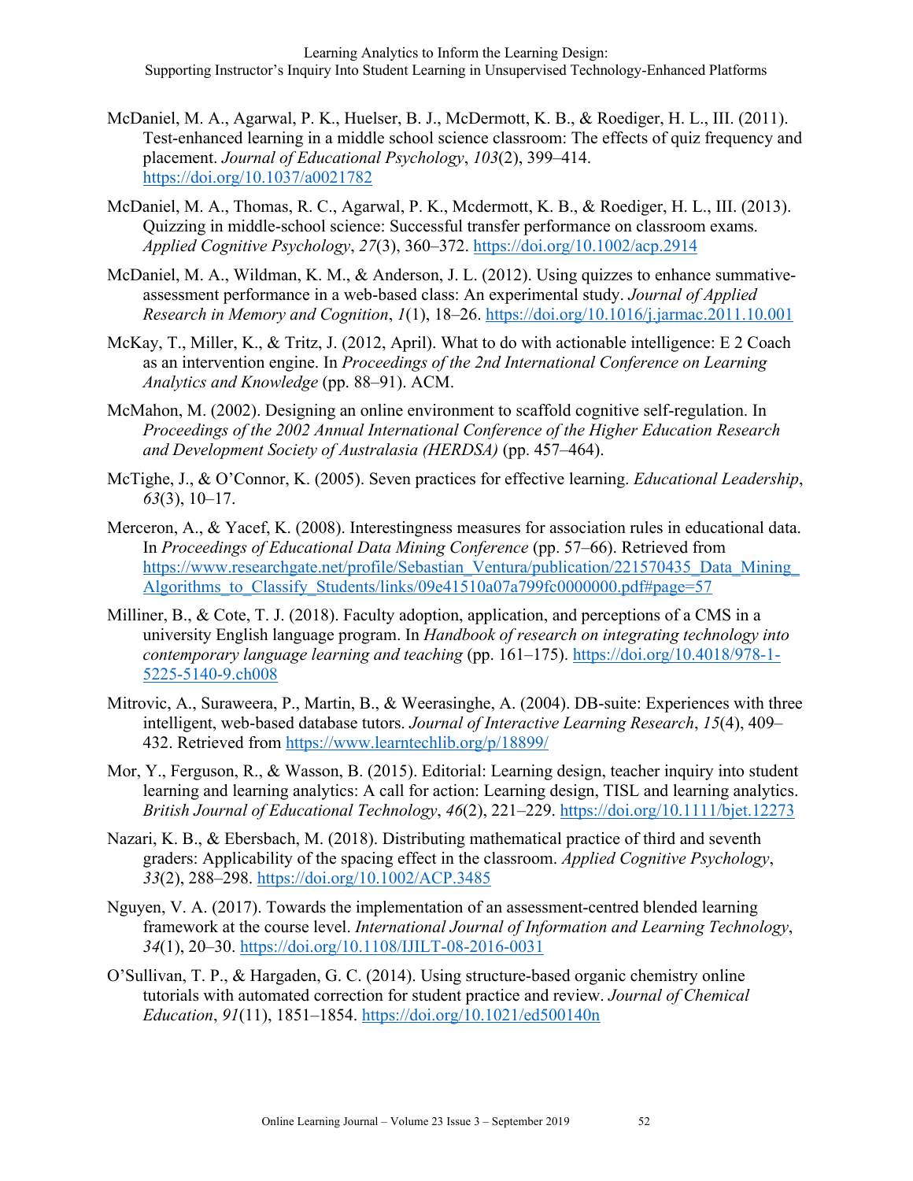McDaniel, M. A., Agarwal, P. K., Huelser, B. J., McDermott, K. B., & Roediger, H. L., III. (2011). Test-enhanced learning in a middle school science classroom: The effects of quiz frequency and placement. *Journal of Educational Psychology*, *103*(2), 399–414. https://doi.org/10.1037/a0021782

McDaniel, M. A., Thomas, R. C., Agarwal, P. K., Mcdermott, K. B., & Roediger, H. L., III. (2013). Quizzing in middle-school science: Successful transfer performance on classroom exams. *Applied Cognitive Psychology*, *27*(3), 360–372. https://doi.org/10.1002/acp.2914

McDaniel, M. A., Wildman, K. M., & Anderson, J. L. (2012). Using quizzes to enhance summative-assessment performance in a web-based class: An experimental study. *Journal of Applied Research in Memory and Cognition*, *1*(1), 18–26. https://doi.org/10.1016/j.jarmac.2011.10.001

McKay, T., Miller, K., & Tritz, J. (2012, April). What to do with actionable intelligence: E 2 Coach as an intervention engine. In *Proceedings of the 2nd International Conference on Learning Analytics and Knowledge* (pp. 88–91). ACM.

McMahon, M. (2002). Designing an online environment to scaffold cognitive self-regulation. In *Proceedings of the 2002 Annual International Conference of the Higher Education Research and Development Society of Australasia (HERDSA)* (pp. 457–464).

McTighe, J., & O'Connor, K. (2005). Seven practices for effective learning. *Educational Leadership*, *63*(3), 10–17.

Merceron, A., & Yacef, K. (2008). Interestingness measures for association rules in educational data. In *Proceedings of Educational Data Mining Conference* (pp. 57–66). Retrieved from https://www.researchgate.net/profile/Sebastian_Ventura/publication/221570435_Data_Mining_Algorithms_to_Classify_Students/links/09e41510a07a799fc0000000.pdf#page=57

Milliner, B., & Cote, T. J. (2018). Faculty adoption, application, and perceptions of a CMS in a university English language program. In *Handbook of research on integrating technology into contemporary language learning and teaching* (pp. 161–175). https://doi.org/10.4018/978-1-5225-5140-9.ch008

Mitrovic, A., Suraweera, P., Martin, B., & Weerasinghe, A. (2004). DB-suite: Experiences with three intelligent, web-based database tutors. *Journal of Interactive Learning Research*, *15*(4), 409–432. Retrieved from https://www.learntechlib.org/p/18899/

Mor, Y., Ferguson, R., & Wasson, B. (2015). Editorial: Learning design, teacher inquiry into student learning and learning analytics: A call for action: Learning design, TISL and learning analytics. *British Journal of Educational Technology*, *46*(2), 221–229. https://doi.org/10.1111/bjet.12273

Nazari, K. B., & Ebersbach, M. (2018). Distributing mathematical practice of third and seventh graders: Applicability of the spacing effect in the classroom. *Applied Cognitive Psychology*, *33*(2), 288–298. https://doi.org/10.1002/ACP.3485

Nguyen, V. A. (2017). Towards the implementation of an assessment-centred blended learning framework at the course level. *International Journal of Information and Learning Technology*, *34*(1), 20–30. https://doi.org/10.1108/IJILT-08-2016-0031

O'Sullivan, T. P., & Hargaden, G. C. (2014). Using structure-based organic chemistry online tutorials with automated correction for student practice and review. *Journal of Chemical Education*, *91*(11), 1851–1854. https://doi.org/10.1021/ed500140n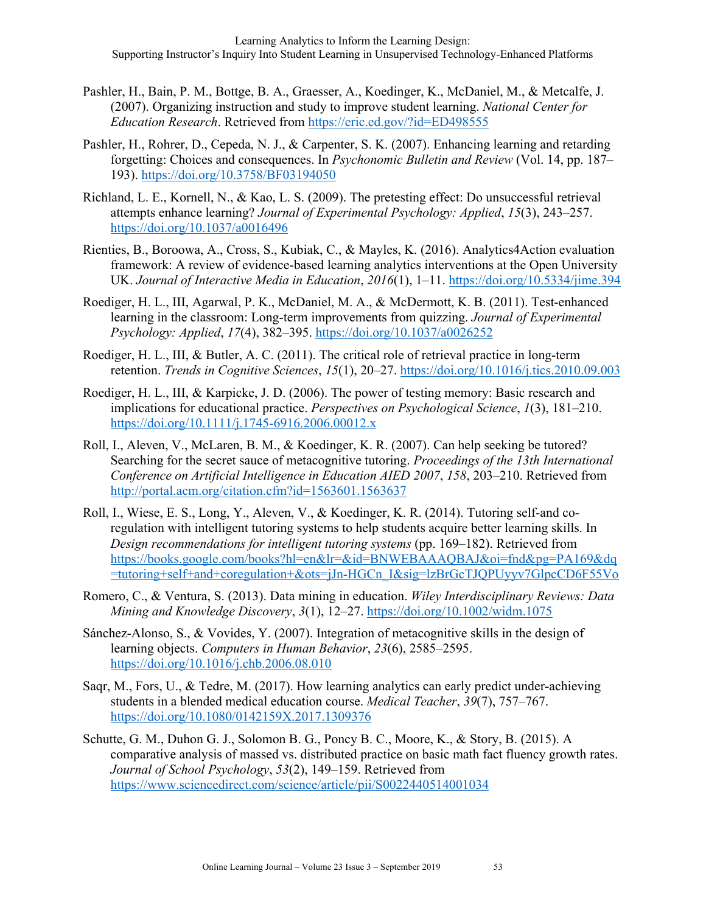Pashler, H., Bain, P. M., Bottge, B. A., Graesser, A., Koedinger, K., McDaniel, M., & Metcalfe, J. (2007). Organizing instruction and study to improve student learning. *National Center for Education Research*. Retrieved from https://eric.ed.gov/?id=ED498555

Pashler, H., Rohrer, D., Cepeda, N. J., & Carpenter, S. K. (2007). Enhancing learning and retarding forgetting: Choices and consequences. In *Psychonomic Bulletin and Review* (Vol. 14, pp. 187–193). https://doi.org/10.3758/BF03194050

Richland, L. E., Kornell, N., & Kao, L. S. (2009). The pretesting effect: Do unsuccessful retrieval attempts enhance learning? *Journal of Experimental Psychology: Applied*, *15*(3), 243–257. https://doi.org/10.1037/a0016496

Rienties, B., Boroowa, A., Cross, S., Kubiak, C., & Mayles, K. (2016). Analytics4Action evaluation framework: A review of evidence-based learning analytics interventions at the Open University UK. *Journal of Interactive Media in Education*, *2016*(1), 1–11. https://doi.org/10.5334/jime.394

Roediger, H. L., III, Agarwal, P. K., McDaniel, M. A., & McDermott, K. B. (2011). Test-enhanced learning in the classroom: Long-term improvements from quizzing. *Journal of Experimental Psychology: Applied*, *17*(4), 382–395. https://doi.org/10.1037/a0026252

Roediger, H. L., III, & Butler, A. C. (2011). The critical role of retrieval practice in long-term retention. *Trends in Cognitive Sciences*, *15*(1), 20–27. https://doi.org/10.1016/j.tics.2010.09.003

Roediger, H. L., III, & Karpicke, J. D. (2006). The power of testing memory: Basic research and implications for educational practice. *Perspectives on Psychological Science*, *1*(3), 181–210. https://doi.org/10.1111/j.1745-6916.2006.00012.x

Roll, I., Aleven, V., McLaren, B. M., & Koedinger, K. R. (2007). Can help seeking be tutored? Searching for the secret sauce of metacognitive tutoring. *Proceedings of the 13th International Conference on Artificial Intelligence in Education AIED 2007*, *158*, 203–210. Retrieved from http://portal.acm.org/citation.cfm?id=1563601.1563637

Roll, I., Wiese, E. S., Long, Y., Aleven, V., & Koedinger, K. R. (2014). Tutoring self-and co-regulation with intelligent tutoring systems to help students acquire better learning skills. In *Design recommendations for intelligent tutoring systems* (pp. 169–182). Retrieved from https://books.google.com/books?hl=en&lr=&id=BNWEBAAAQBAJ&oi=fnd&pg=PA169&dq=tutoring+self+and+coregulation+&ots=jJn-HGCn_I&sig=lzBrGcTJQPUyyv7GlpcCD6F55Vo

Romero, C., & Ventura, S. (2013). Data mining in education. *Wiley Interdisciplinary Reviews: Data Mining and Knowledge Discovery*, *3*(1), 12–27. https://doi.org/10.1002/widm.1075

Sánchez-Alonso, S., & Vovides, Y. (2007). Integration of metacognitive skills in the design of learning objects. *Computers in Human Behavior*, *23*(6), 2585–2595. https://doi.org/10.1016/j.chb.2006.08.010

Saqr, M., Fors, U., & Tedre, M. (2017). How learning analytics can early predict under-achieving students in a blended medical education course. *Medical Teacher*, *39*(7), 757–767. https://doi.org/10.1080/0142159X.2017.1309376

Schutte, G. M., Duhon G. J., Solomon B. G., Poncy B. C., Moore, K., & Story, B. (2015). A comparative analysis of massed vs. distributed practice on basic math fact fluency growth rates. *Journal of School Psychology*, *53*(2), 149–159. Retrieved from https://www.sciencedirect.com/science/article/pii/S0022440514001034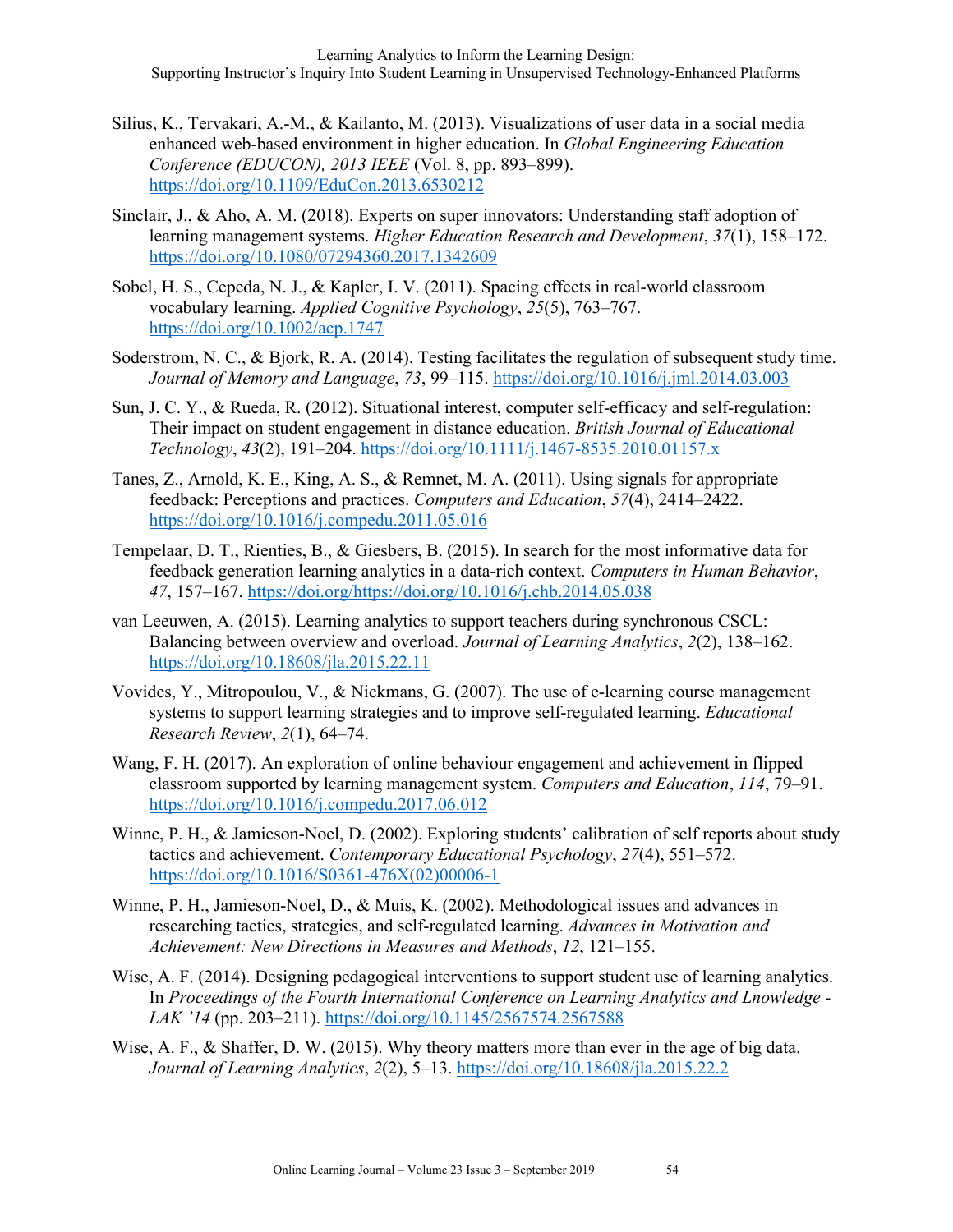Silius, K., Tervakari, A.-M., & Kailanto, M. (2013). Visualizations of user data in a social media enhanced web-based environment in higher education. In *Global Engineering Education Conference (EDUCON), 2013 IEEE* (Vol. 8, pp. 893–899). https://doi.org/10.1109/EduCon.2013.6530212

Sinclair, J., & Aho, A. M. (2018). Experts on super innovators: Understanding staff adoption of learning management systems. *Higher Education Research and Development*, *37*(1), 158–172. https://doi.org/10.1080/07294360.2017.1342609

Sobel, H. S., Cepeda, N. J., & Kapler, I. V. (2011). Spacing effects in real-world classroom vocabulary learning. *Applied Cognitive Psychology*, *25*(5), 763–767. https://doi.org/10.1002/acp.1747

Soderstrom, N. C., & Bjork, R. A. (2014). Testing facilitates the regulation of subsequent study time. *Journal of Memory and Language*, *73*, 99–115. https://doi.org/10.1016/j.jml.2014.03.003

Sun, J. C. Y., & Rueda, R. (2012). Situational interest, computer self-efficacy and self-regulation: Their impact on student engagement in distance education. *British Journal of Educational Technology*, *43*(2), 191–204. https://doi.org/10.1111/j.1467-8535.2010.01157.x

Tanes, Z., Arnold, K. E., King, A. S., & Remnet, M. A. (2011). Using signals for appropriate feedback: Perceptions and practices. *Computers and Education*, *57*(4), 2414–2422. https://doi.org/10.1016/j.compedu.2011.05.016

Tempelaar, D. T., Rienties, B., & Giesbers, B. (2015). In search for the most informative data for feedback generation learning analytics in a data-rich context. *Computers in Human Behavior*, *47*, 157–167. https://doi.org/https://doi.org/10.1016/j.chb.2014.05.038

van Leeuwen, A. (2015). Learning analytics to support teachers during synchronous CSCL: Balancing between overview and overload. *Journal of Learning Analytics*, *2*(2), 138–162. https://doi.org/10.18608/jla.2015.22.11

Vovides, Y., Mitropoulou, V., & Nickmans, G. (2007). The use of e-learning course management systems to support learning strategies and to improve self-regulated learning. *Educational Research Review*, *2*(1), 64–74.

Wang, F. H. (2017). An exploration of online behaviour engagement and achievement in flipped classroom supported by learning management system. *Computers and Education*, *114*, 79–91. https://doi.org/10.1016/j.compedu.2017.06.012

Winne, P. H., & Jamieson-Noel, D. (2002). Exploring students' calibration of self reports about study tactics and achievement. *Contemporary Educational Psychology*, *27*(4), 551–572. https://doi.org/10.1016/S0361-476X(02)00006-1

Winne, P. H., Jamieson-Noel, D., & Muis, K. (2002). Methodological issues and advances in researching tactics, strategies, and self-regulated learning. *Advances in Motivation and Achievement: New Directions in Measures and Methods*, *12*, 121–155.

Wise, A. F. (2014). Designing pedagogical interventions to support student use of learning analytics. In *Proceedings of the Fourth International Conference on Learning Analytics and Lnowledge - LAK '14* (pp. 203–211). https://doi.org/10.1145/2567574.2567588

Wise, A. F., & Shaffer, D. W. (2015). Why theory matters more than ever in the age of big data. *Journal of Learning Analytics*, *2*(2), 5–13. https://doi.org/10.18608/jla.2015.22.2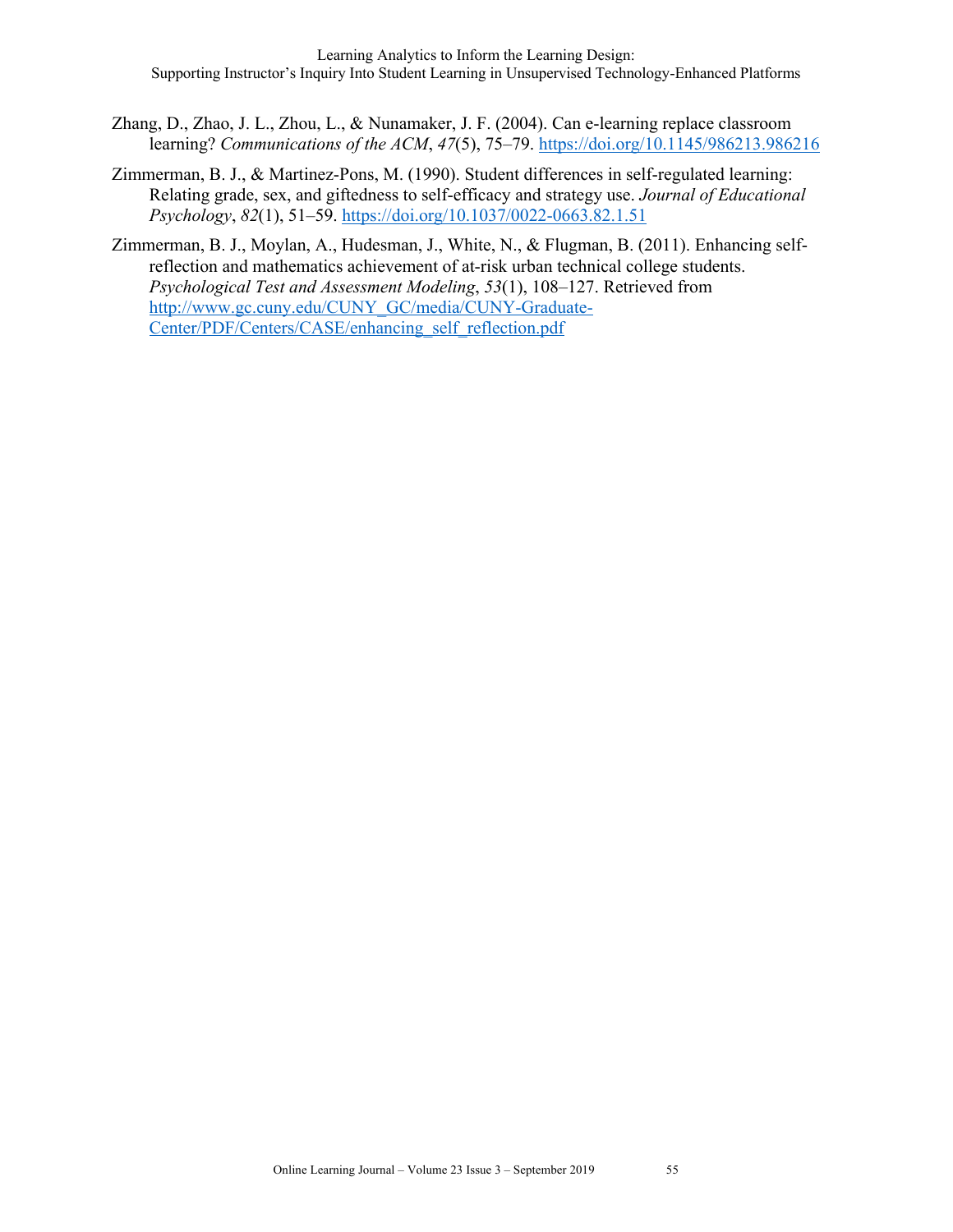Zhang, D., Zhao, J. L., Zhou, L., & Nunamaker, J. F. (2004). Can e-learning replace classroom learning? *Communications of the ACM*, *47*(5), 75–79. https://doi.org/10.1145/986213.986216

Zimmerman, B. J., & Martinez-Pons, M. (1990). Student differences in self-regulated learning: Relating grade, sex, and giftedness to self-efficacy and strategy use. *Journal of Educational Psychology*, *82*(1), 51–59. https://doi.org/10.1037/0022-0663.82.1.51

Zimmerman, B. J., Moylan, A., Hudesman, J., White, N., & Flugman, B. (2011). Enhancing self-reflection and mathematics achievement of at-risk urban technical college students. *Psychological Test and Assessment Modeling*, *53*(1), 108–127. Retrieved from http://www.gc.cuny.edu/CUNY_GC/media/CUNY-Graduate-Center/PDF/Centers/CASE/enhancing_self_reflection.pdf